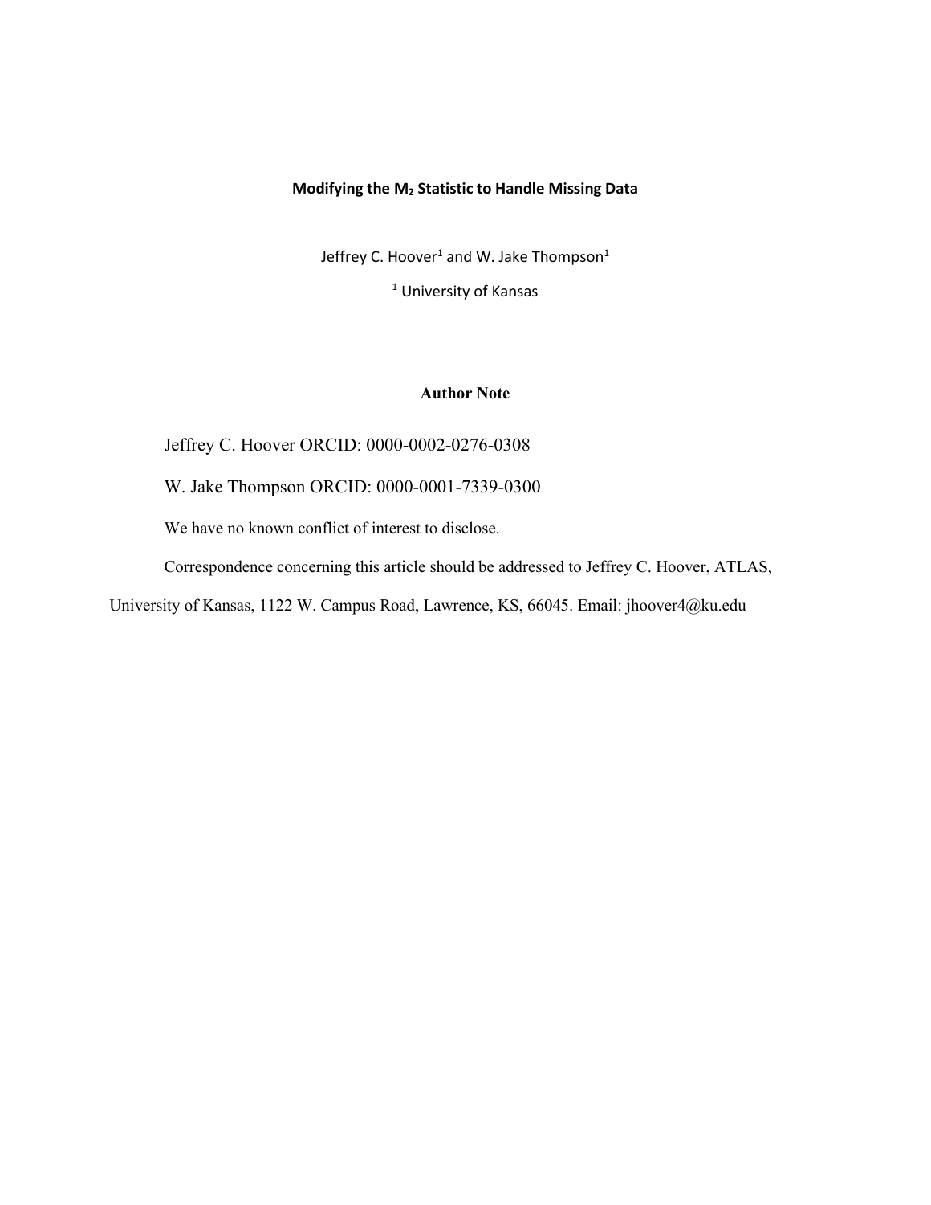# Modifying the $M_2$ Statistic to Handle Missing Data

Jeffrey C. Hoover[1] and W. Jake Thompson[1]

[1] University of Kansas

## Author Note

Jeffrey C. Hoover ORCID: 0000-0002-0276-0308

W. Jake Thompson ORCID: 0000-0001-7339-0300

We have no known conflict of interest to disclose.

Correspondence concerning this article should be addressed to Jeffrey C. Hoover, ATLAS, University of Kansas, 1122 W. Campus Road, Lawrence, KS, 66045. Email: jhoover4@ku.edu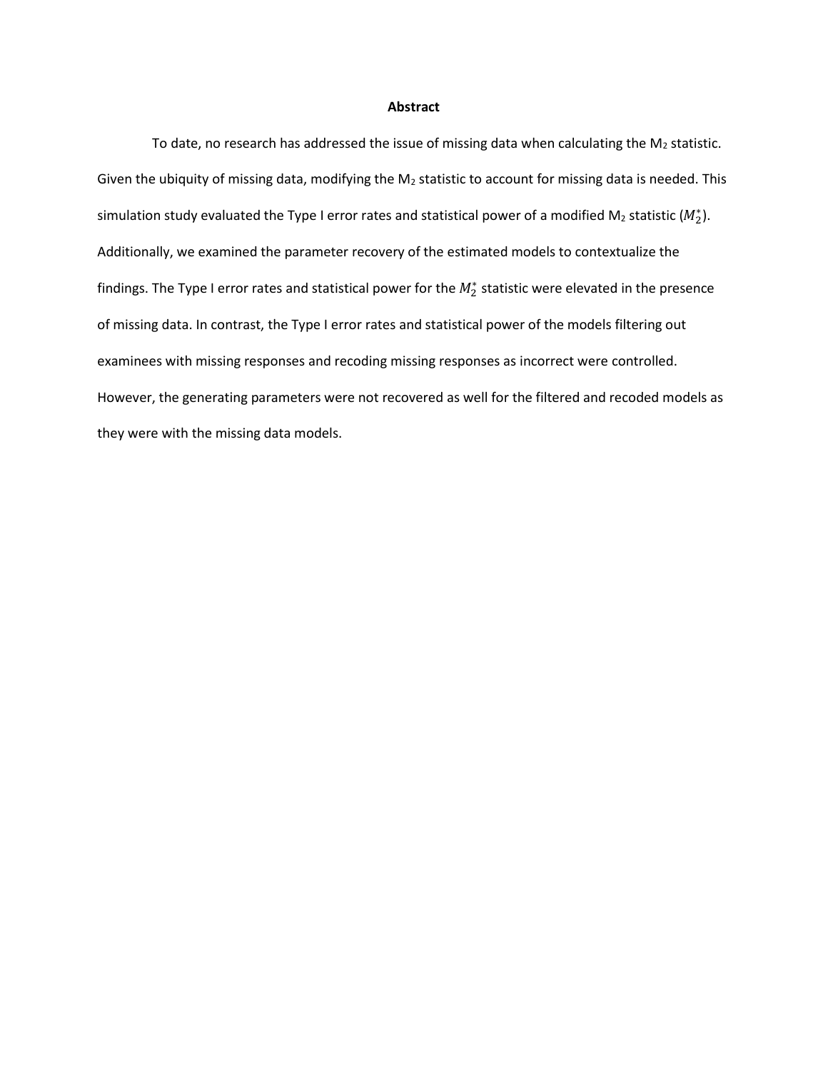# Abstract

To date, no research has addressed the issue of missing data when calculating the $M_2$ statistic. Given the ubiquity of missing data, modifying the $M_2$ statistic to account for missing data is needed. This simulation study evaluated the Type I error rates and statistical power of a modified $M_2$ statistic ($M_2^*$). Additionally, we examined the parameter recovery of the estimated models to contextualize the findings. The Type I error rates and statistical power for the $M_2^*$ statistic were elevated in the presence of missing data. In contrast, the Type I error rates and statistical power of the models filtering out examinees with missing responses and recoding missing responses as incorrect were controlled. However, the generating parameters were not recovered as well for the filtered and recoded models as they were with the missing data models.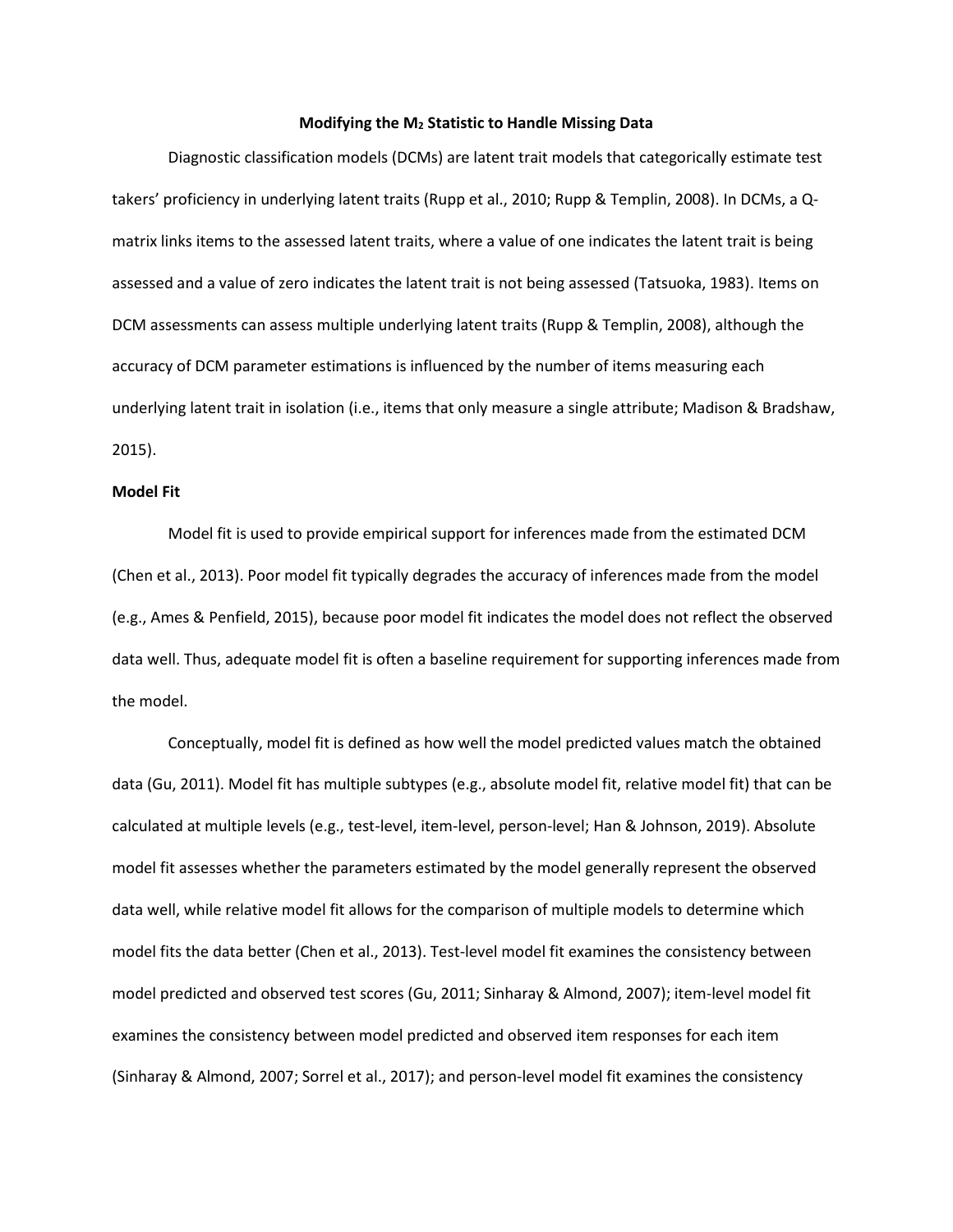**Modifying the $M_2$ Statistic to Handle Missing Data**

Diagnostic classification models (DCMs) are latent trait models that categorically estimate test takers' proficiency in underlying latent traits (Rupp et al., 2010; Rupp & Templin, 2008). In DCMs, a Q-matrix links items to the assessed latent traits, where a value of one indicates the latent trait is being assessed and a value of zero indicates the latent trait is not being assessed (Tatsuoka, 1983). Items on DCM assessments can assess multiple underlying latent traits (Rupp & Templin, 2008), although the accuracy of DCM parameter estimations is influenced by the number of items measuring each underlying latent trait in isolation (i.e., items that only measure a single attribute; Madison & Bradshaw, 2015).

## Model Fit

Model fit is used to provide empirical support for inferences made from the estimated DCM (Chen et al., 2013). Poor model fit typically degrades the accuracy of inferences made from the model (e.g., Ames & Penfield, 2015), because poor model fit indicates the model does not reflect the observed data well. Thus, adequate model fit is often a baseline requirement for supporting inferences made from the model.

Conceptually, model fit is defined as how well the model predicted values match the obtained data (Gu, 2011). Model fit has multiple subtypes (e.g., absolute model fit, relative model fit) that can be calculated at multiple levels (e.g., test-level, item-level, person-level; Han & Johnson, 2019). Absolute model fit assesses whether the parameters estimated by the model generally represent the observed data well, while relative model fit allows for the comparison of multiple models to determine which model fits the data better (Chen et al., 2013). Test-level model fit examines the consistency between model predicted and observed test scores (Gu, 2011; Sinharay & Almond, 2007); item-level model fit examines the consistency between model predicted and observed item responses for each item (Sinharay & Almond, 2007; Sorrel et al., 2017); and person-level model fit examines the consistency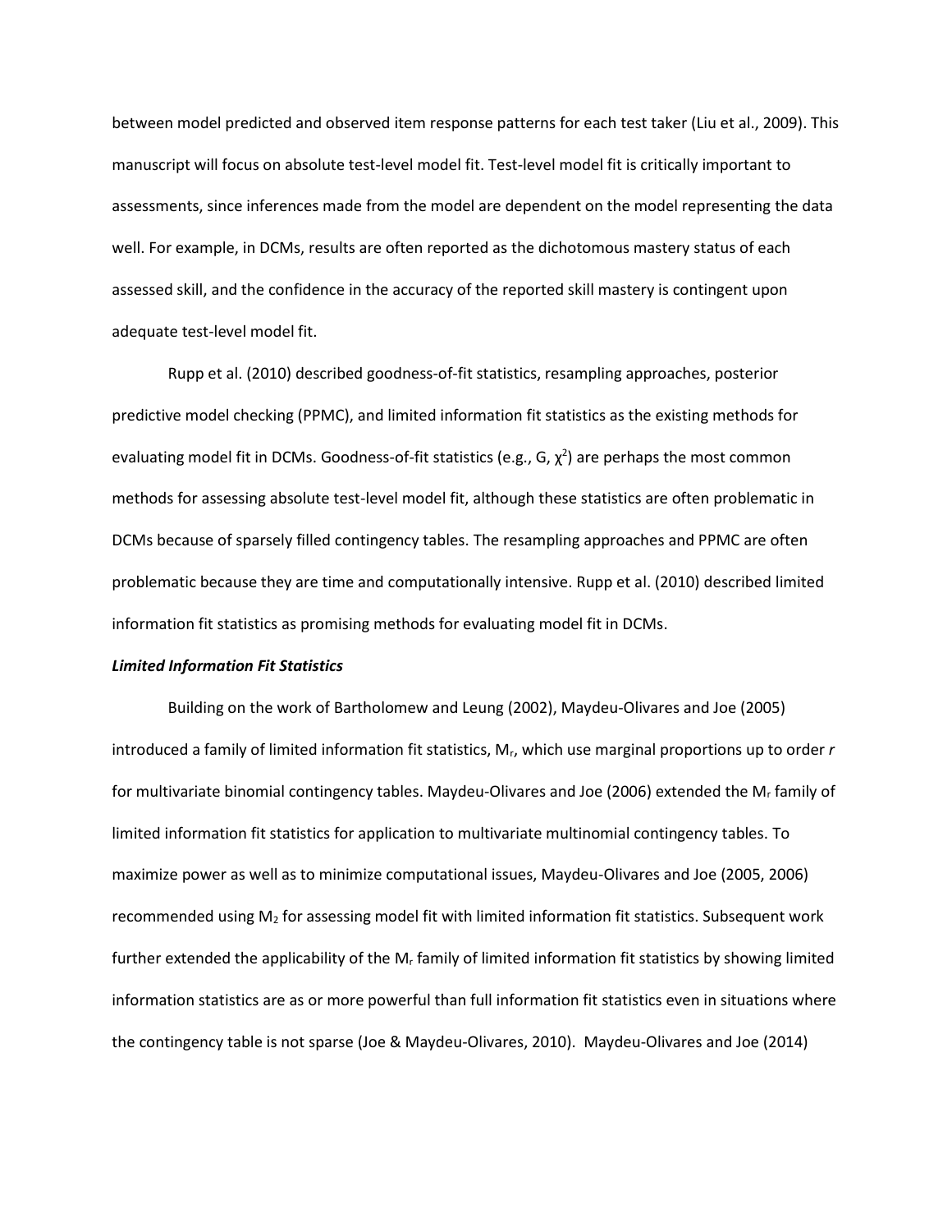between model predicted and observed item response patterns for each test taker (Liu et al., 2009). This manuscript will focus on absolute test-level model fit. Test-level model fit is critically important to assessments, since inferences made from the model are dependent on the model representing the data well. For example, in DCMs, results are often reported as the dichotomous mastery status of each assessed skill, and the confidence in the accuracy of the reported skill mastery is contingent upon adequate test-level model fit.

Rupp et al. (2010) described goodness-of-fit statistics, resampling approaches, posterior predictive model checking (PPMC), and limited information fit statistics as the existing methods for evaluating model fit in DCMs. Goodness-of-fit statistics (e.g., G, $\chi^2$) are perhaps the most common methods for assessing absolute test-level model fit, although these statistics are often problematic in DCMs because of sparsely filled contingency tables. The resampling approaches and PPMC are often problematic because they are time and computationally intensive. Rupp et al. (2010) described limited information fit statistics as promising methods for evaluating model fit in DCMs.

***Limited Information Fit Statistics***

Building on the work of Bartholomew and Leung (2002), Maydeu-Olivares and Joe (2005) introduced a family of limited information fit statistics, $M_r$, which use marginal proportions up to order *r* for multivariate binomial contingency tables. Maydeu-Olivares and Joe (2006) extended the $M_r$ family of limited information fit statistics for application to multivariate multinomial contingency tables. To maximize power as well as to minimize computational issues, Maydeu-Olivares and Joe (2005, 2006) recommended using $M_2$ for assessing model fit with limited information fit statistics. Subsequent work further extended the applicability of the $M_r$ family of limited information fit statistics by showing limited information statistics are as or more powerful than full information fit statistics even in situations where the contingency table is not sparse (Joe & Maydeu-Olivares, 2010). Maydeu-Olivares and Joe (2014)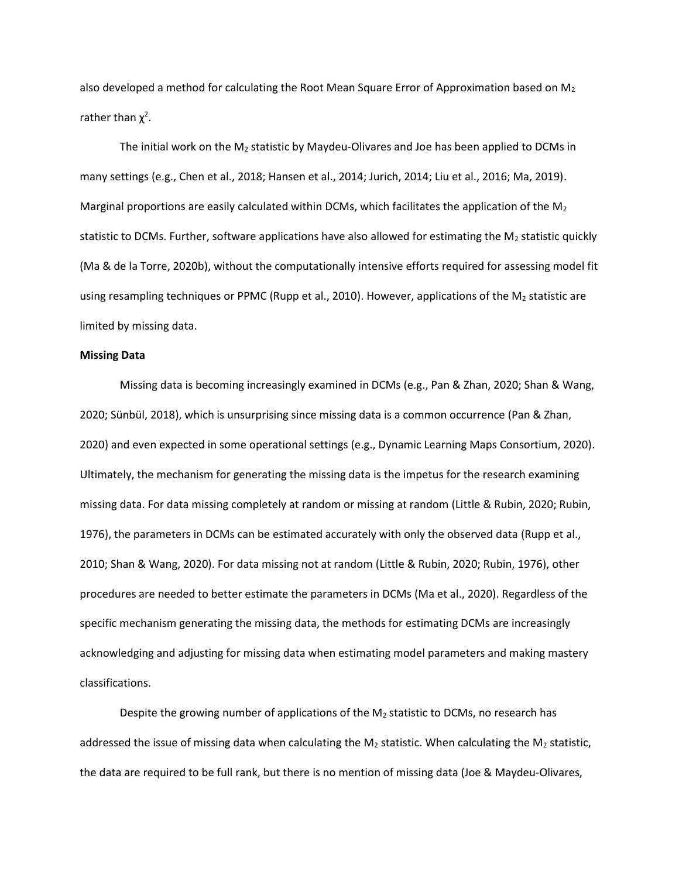also developed a method for calculating the Root Mean Square Error of Approximation based on $M_2$ rather than $\chi^2$.

The initial work on the $M_2$ statistic by Maydeu-Olivares and Joe has been applied to DCMs in many settings (e.g., Chen et al., 2018; Hansen et al., 2014; Jurich, 2014; Liu et al., 2016; Ma, 2019). Marginal proportions are easily calculated within DCMs, which facilitates the application of the $M_2$ statistic to DCMs. Further, software applications have also allowed for estimating the $M_2$ statistic quickly (Ma & de la Torre, 2020b), without the computationally intensive efforts required for assessing model fit using resampling techniques or PPMC (Rupp et al., 2010). However, applications of the $M_2$ statistic are limited by missing data.

**Missing Data**

Missing data is becoming increasingly examined in DCMs (e.g., Pan & Zhan, 2020; Shan & Wang, 2020; Sünbül, 2018), which is unsurprising since missing data is a common occurrence (Pan & Zhan, 2020) and even expected in some operational settings (e.g., Dynamic Learning Maps Consortium, 2020). Ultimately, the mechanism for generating the missing data is the impetus for the research examining missing data. For data missing completely at random or missing at random (Little & Rubin, 2020; Rubin, 1976), the parameters in DCMs can be estimated accurately with only the observed data (Rupp et al., 2010; Shan & Wang, 2020). For data missing not at random (Little & Rubin, 2020; Rubin, 1976), other procedures are needed to better estimate the parameters in DCMs (Ma et al., 2020). Regardless of the specific mechanism generating the missing data, the methods for estimating DCMs are increasingly acknowledging and adjusting for missing data when estimating model parameters and making mastery classifications.

Despite the growing number of applications of the $M_2$ statistic to DCMs, no research has addressed the issue of missing data when calculating the $M_2$ statistic. When calculating the $M_2$ statistic, the data are required to be full rank, but there is no mention of missing data (Joe & Maydeu-Olivares,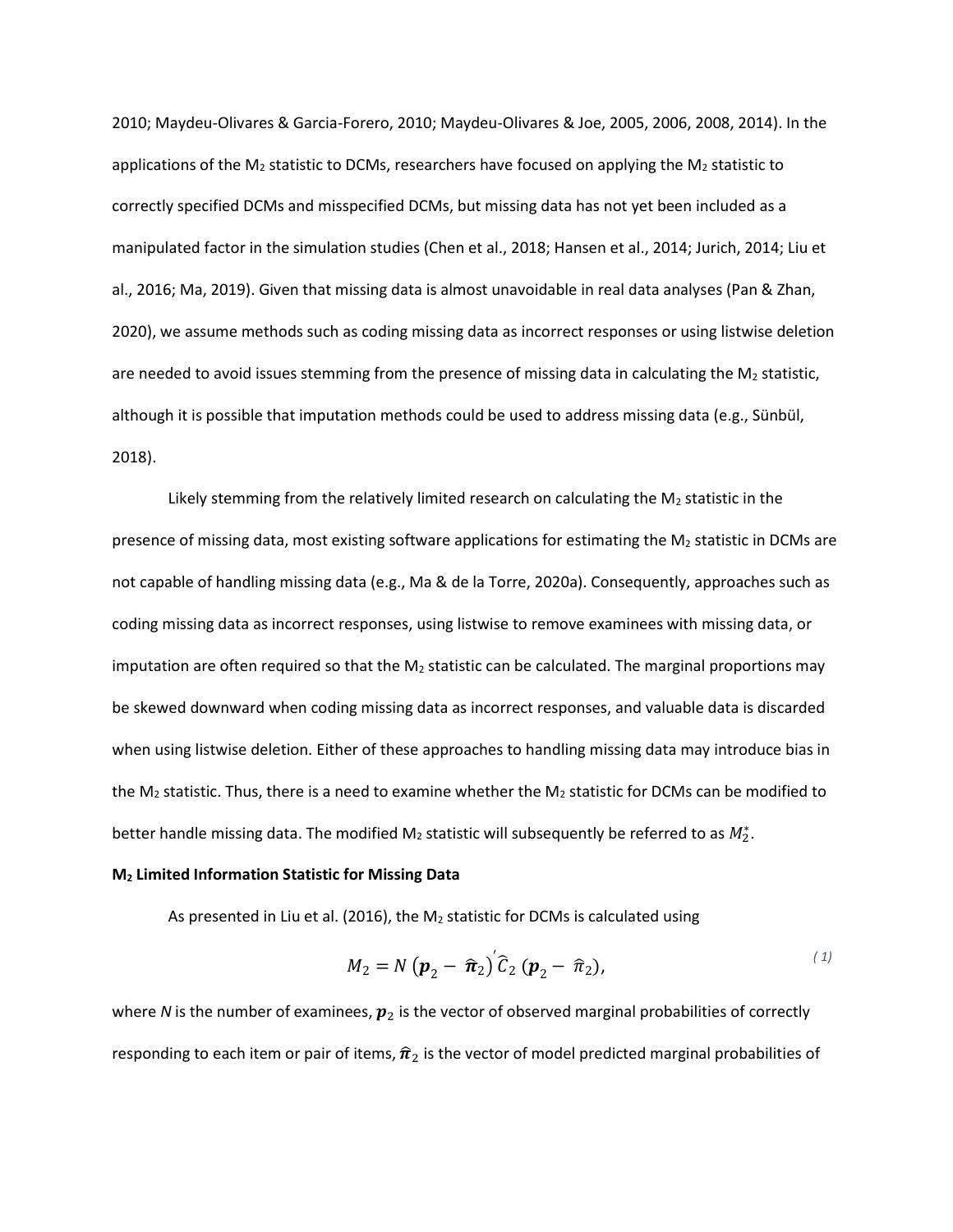2010; Maydeu-Olivares & Garcia-Forero, 2010; Maydeu-Olivares & Joe, 2005, 2006, 2008, 2014). In the applications of the $M_2$ statistic to DCMs, researchers have focused on applying the $M_2$ statistic to correctly specified DCMs and misspecified DCMs, but missing data has not yet been included as a manipulated factor in the simulation studies (Chen et al., 2018; Hansen et al., 2014; Jurich, 2014; Liu et al., 2016; Ma, 2019). Given that missing data is almost unavoidable in real data analyses (Pan & Zhan, 2020), we assume methods such as coding missing data as incorrect responses or using listwise deletion are needed to avoid issues stemming from the presence of missing data in calculating the $M_2$ statistic, although it is possible that imputation methods could be used to address missing data (e.g., Sünbül, 2018).

Likely stemming from the relatively limited research on calculating the $M_2$ statistic in the presence of missing data, most existing software applications for estimating the $M_2$ statistic in DCMs are not capable of handling missing data (e.g., Ma & de la Torre, 2020a). Consequently, approaches such as coding missing data as incorrect responses, using listwise to remove examinees with missing data, or imputation are often required so that the $M_2$ statistic can be calculated. The marginal proportions may be skewed downward when coding missing data as incorrect responses, and valuable data is discarded when using listwise deletion. Either of these approaches to handling missing data may introduce bias in the $M_2$ statistic. Thus, there is a need to examine whether the $M_2$ statistic for DCMs can be modified to better handle missing data. The modified $M_2$ statistic will subsequently be referred to as $M_2^*$.

**$M_2$ Limited Information Statistic for Missing Data**

As presented in Liu et al. (2016), the $M_2$ statistic for DCMs is calculated using

$$M_2 = N\,(\boldsymbol{p}_2 - \boldsymbol{\hat{\pi}}_2)'\,\hat{C}_2\,(\boldsymbol{p}_2 - \hat{\pi}_2), \tag{1}$$

where $N$ is the number of examinees, $\boldsymbol{p}_2$ is the vector of observed marginal probabilities of correctly responding to each item or pair of items, $\boldsymbol{\hat{\pi}}_2$ is the vector of model predicted marginal probabilities of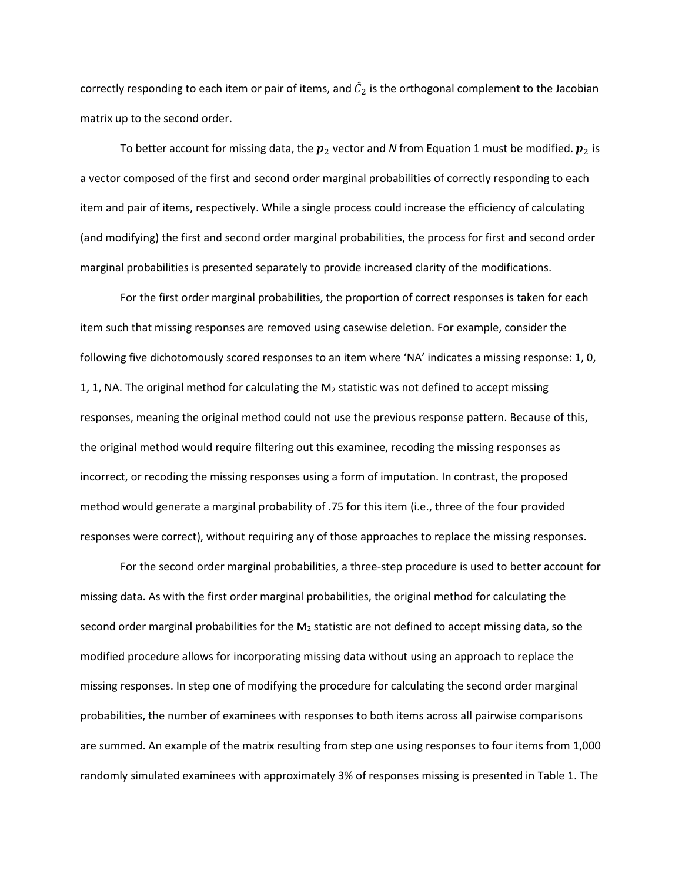correctly responding to each item or pair of items, and $\hat{C}_2$ is the orthogonal complement to the Jacobian matrix up to the second order.

To better account for missing data, the $\boldsymbol{p}_2$ vector and *N* from Equation 1 must be modified. $\boldsymbol{p}_2$ is a vector composed of the first and second order marginal probabilities of correctly responding to each item and pair of items, respectively. While a single process could increase the efficiency of calculating (and modifying) the first and second order marginal probabilities, the process for first and second order marginal probabilities is presented separately to provide increased clarity of the modifications.

For the first order marginal probabilities, the proportion of correct responses is taken for each item such that missing responses are removed using casewise deletion. For example, consider the following five dichotomously scored responses to an item where 'NA' indicates a missing response: 1, 0, 1, 1, NA. The original method for calculating the $M_2$ statistic was not defined to accept missing responses, meaning the original method could not use the previous response pattern. Because of this, the original method would require filtering out this examinee, recoding the missing responses as incorrect, or recoding the missing responses using a form of imputation. In contrast, the proposed method would generate a marginal probability of .75 for this item (i.e., three of the four provided responses were correct), without requiring any of those approaches to replace the missing responses.

For the second order marginal probabilities, a three-step procedure is used to better account for missing data. As with the first order marginal probabilities, the original method for calculating the second order marginal probabilities for the $M_2$ statistic are not defined to accept missing data, so the modified procedure allows for incorporating missing data without using an approach to replace the missing responses. In step one of modifying the procedure for calculating the second order marginal probabilities, the number of examinees with responses to both items across all pairwise comparisons are summed. An example of the matrix resulting from step one using responses to four items from 1,000 randomly simulated examinees with approximately 3% of responses missing is presented in Table 1. The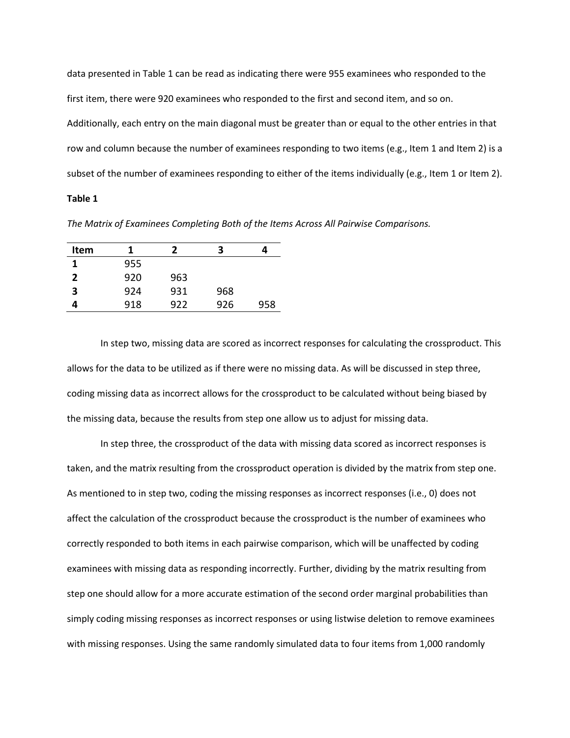data presented in Table 1 can be read as indicating there were 955 examinees who responded to the first item, there were 920 examinees who responded to the first and second item, and so on. Additionally, each entry on the main diagonal must be greater than or equal to the other entries in that row and column because the number of examinees responding to two items (e.g., Item 1 and Item 2) is a subset of the number of examinees responding to either of the items individually (e.g., Item 1 or Item 2).

**Table 1**

*The Matrix of Examinees Completing Both of the Items Across All Pairwise Comparisons.*

| Item | 1 | 2 | 3 | 4 |
|---|---|---|---|---|
| **1** | 955 | | | |
| **2** | 920 | 963 | | |
| **3** | 924 | 931 | 968 | |
| **4** | 918 | 922 | 926 | 958 |

In step two, missing data are scored as incorrect responses for calculating the crossproduct. This allows for the data to be utilized as if there were no missing data. As will be discussed in step three, coding missing data as incorrect allows for the crossproduct to be calculated without being biased by the missing data, because the results from step one allow us to adjust for missing data.

In step three, the crossproduct of the data with missing data scored as incorrect responses is taken, and the matrix resulting from the crossproduct operation is divided by the matrix from step one. As mentioned to in step two, coding the missing responses as incorrect responses (i.e., 0) does not affect the calculation of the crossproduct because the crossproduct is the number of examinees who correctly responded to both items in each pairwise comparison, which will be unaffected by coding examinees with missing data as responding incorrectly. Further, dividing by the matrix resulting from step one should allow for a more accurate estimation of the second order marginal probabilities than simply coding missing responses as incorrect responses or using listwise deletion to remove examinees with missing responses. Using the same randomly simulated data to four items from 1,000 randomly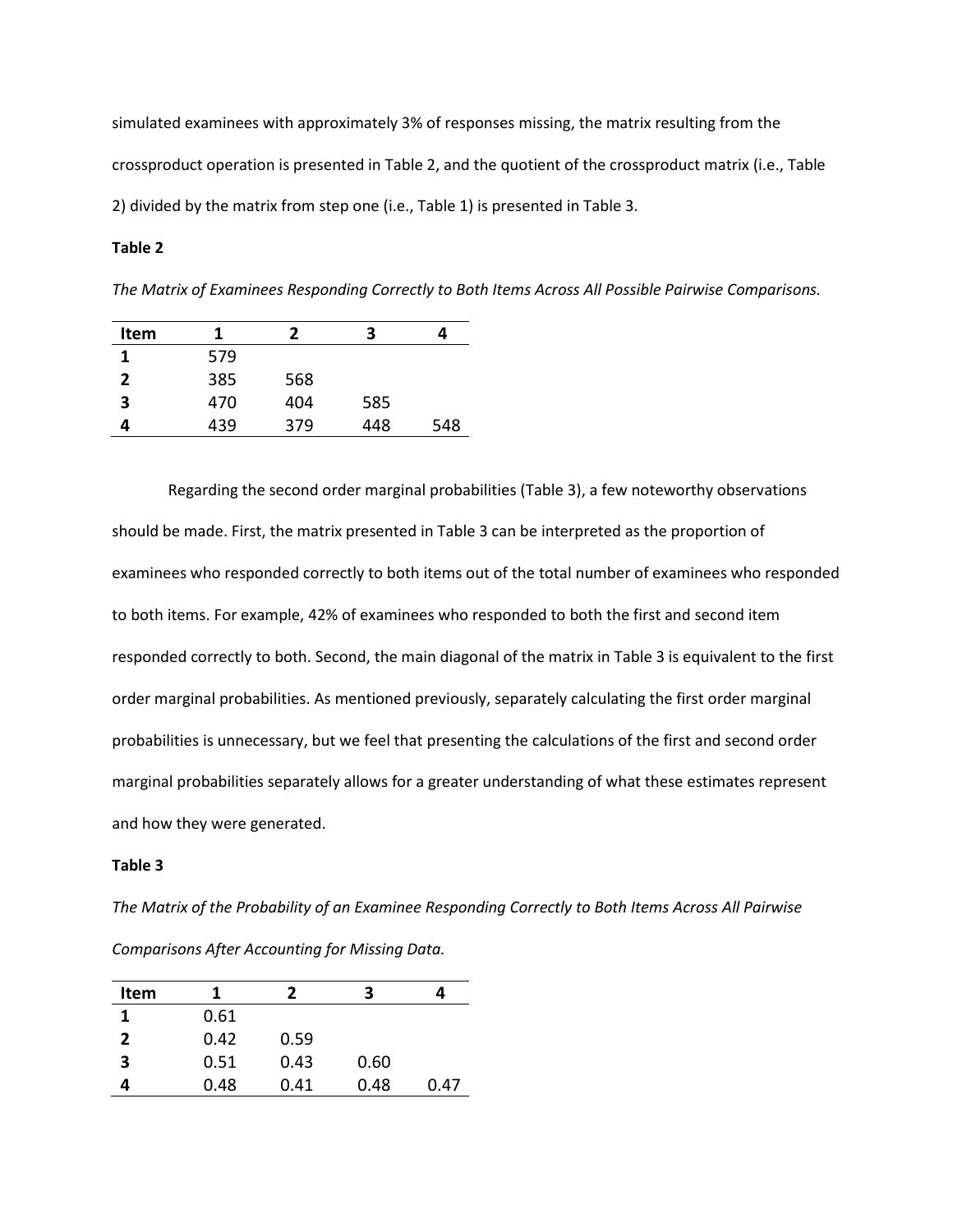simulated examinees with approximately 3% of responses missing, the matrix resulting from the crossproduct operation is presented in Table 2, and the quotient of the crossproduct matrix (i.e., Table 2) divided by the matrix from step one (i.e., Table 1) is presented in Table 3.

**Table 2**

*The Matrix of Examinees Responding Correctly to Both Items Across All Possible Pairwise Comparisons.*

| Item | 1 | 2 | 3 | 4 |
|---|---|---|---|---|
| **1** | 579 | | | |
| **2** | 385 | 568 | | |
| **3** | 470 | 404 | 585 | |
| **4** | 439 | 379 | 448 | 548 |

Regarding the second order marginal probabilities (Table 3), a few noteworthy observations should be made. First, the matrix presented in Table 3 can be interpreted as the proportion of examinees who responded correctly to both items out of the total number of examinees who responded to both items. For example, 42% of examinees who responded to both the first and second item responded correctly to both. Second, the main diagonal of the matrix in Table 3 is equivalent to the first order marginal probabilities. As mentioned previously, separately calculating the first order marginal probabilities is unnecessary, but we feel that presenting the calculations of the first and second order marginal probabilities separately allows for a greater understanding of what these estimates represent and how they were generated.

**Table 3**

*The Matrix of the Probability of an Examinee Responding Correctly to Both Items Across All Pairwise Comparisons After Accounting for Missing Data.*

| Item | 1 | 2 | 3 | 4 |
|---|---|---|---|---|
| **1** | 0.61 | | | |
| **2** | 0.42 | 0.59 | | |
| **3** | 0.51 | 0.43 | 0.60 | |
| **4** | 0.48 | 0.41 | 0.48 | 0.47 |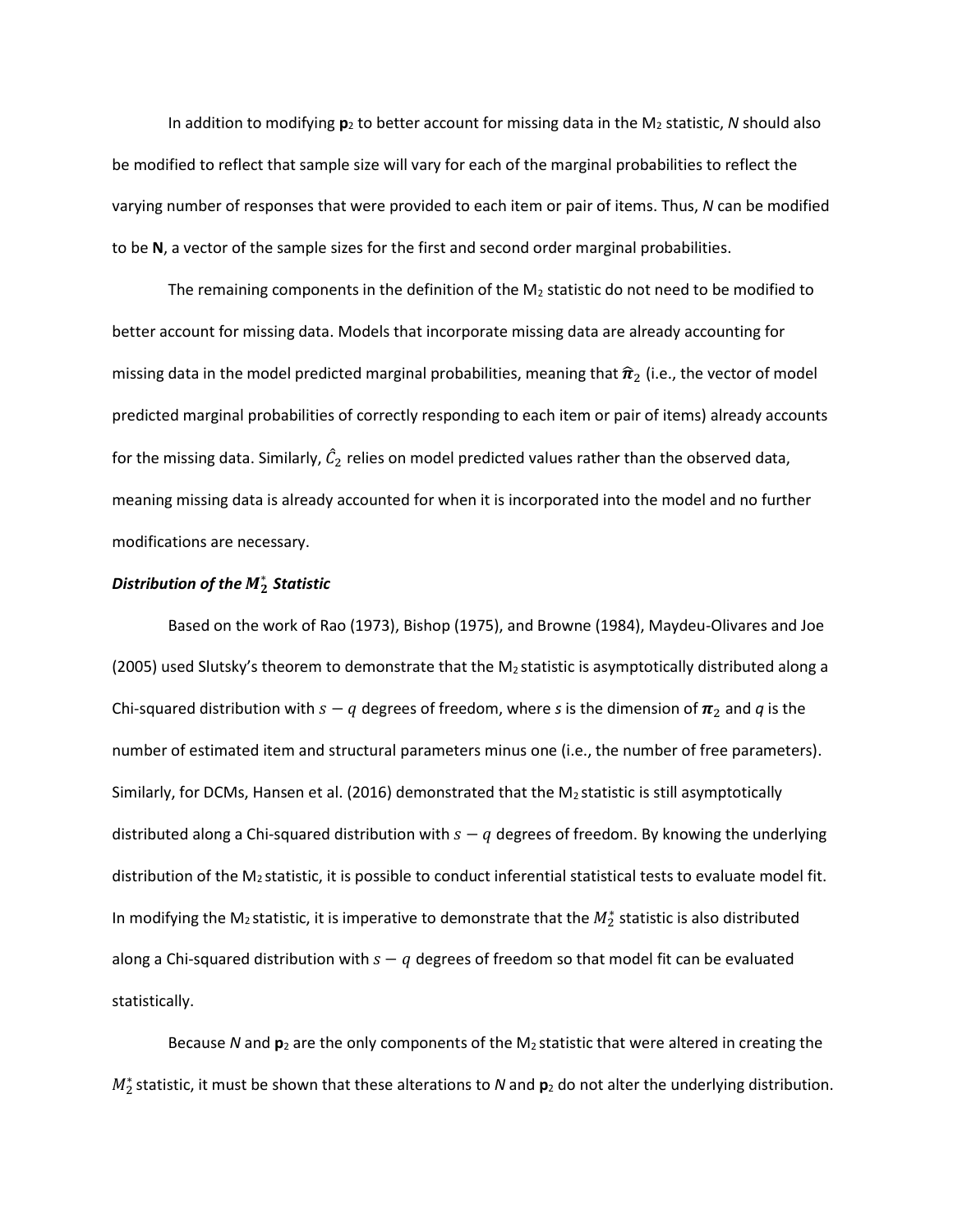In addition to modifying $\mathbf{p}_2$ to better account for missing data in the $M_2$ statistic, *N* should also be modified to reflect that sample size will vary for each of the marginal probabilities to reflect the varying number of responses that were provided to each item or pair of items. Thus, *N* can be modified to be $\mathbf{N}$, a vector of the sample sizes for the first and second order marginal probabilities.

The remaining components in the definition of the $M_2$ statistic do not need to be modified to better account for missing data. Models that incorporate missing data are already accounting for missing data in the model predicted marginal probabilities, meaning that $\hat{\boldsymbol{\pi}}_2$ (i.e., the vector of model predicted marginal probabilities of correctly responding to each item or pair of items) already accounts for the missing data. Similarly, $\hat{C}_2$ relies on model predicted values rather than the observed data, meaning missing data is already accounted for when it is incorporated into the model and no further modifications are necessary.

***Distribution of the $M_2^*$ Statistic***

Based on the work of Rao (1973), Bishop (1975), and Browne (1984), Maydeu-Olivares and Joe (2005) used Slutsky's theorem to demonstrate that the $M_2$ statistic is asymptotically distributed along a Chi-squared distribution with $s - q$ degrees of freedom, where *s* is the dimension of $\boldsymbol{\pi}_2$ and *q* is the number of estimated item and structural parameters minus one (i.e., the number of free parameters). Similarly, for DCMs, Hansen et al. (2016) demonstrated that the $M_2$ statistic is still asymptotically distributed along a Chi-squared distribution with $s - q$ degrees of freedom. By knowing the underlying distribution of the $M_2$ statistic, it is possible to conduct inferential statistical tests to evaluate model fit. In modifying the $M_2$ statistic, it is imperative to demonstrate that the $M_2^*$ statistic is also distributed along a Chi-squared distribution with $s - q$ degrees of freedom so that model fit can be evaluated statistically.

Because *N* and $\mathbf{p}_2$ are the only components of the $M_2$ statistic that were altered in creating the $M_2^*$ statistic, it must be shown that these alterations to *N* and $\mathbf{p}_2$ do not alter the underlying distribution.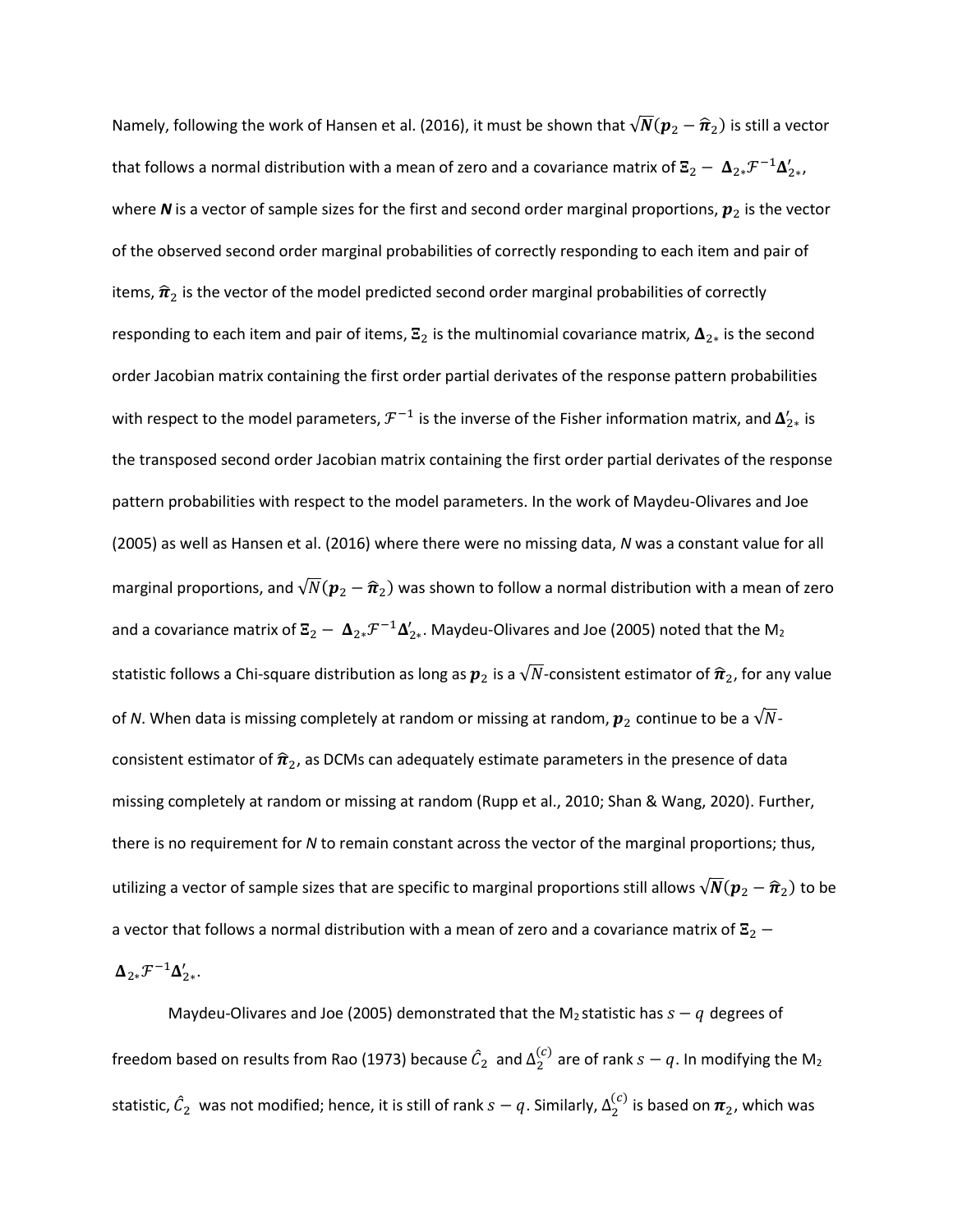Namely, following the work of Hansen et al. (2016), it must be shown that $\sqrt{\boldsymbol{N}}(\boldsymbol{p}_2 - \widehat{\boldsymbol{\pi}}_2)$ is still a vector that follows a normal distribution with a mean of zero and a covariance matrix of $\Xi_2 - \boldsymbol{\Delta}_{2*}\mathcal{F}^{-1}\boldsymbol{\Delta}_{2*}'$, where $\boldsymbol{N}$ is a vector of sample sizes for the first and second order marginal proportions, $\boldsymbol{p}_2$ is the vector of the observed second order marginal probabilities of correctly responding to each item and pair of items, $\widehat{\boldsymbol{\pi}}_2$ is the vector of the model predicted second order marginal probabilities of correctly responding to each item and pair of items, $\Xi_2$ is the multinomial covariance matrix, $\boldsymbol{\Delta}_{2*}$ is the second order Jacobian matrix containing the first order partial derivates of the response pattern probabilities with respect to the model parameters, $\mathcal{F}^{-1}$ is the inverse of the Fisher information matrix, and $\boldsymbol{\Delta}_{2*}'$ is the transposed second order Jacobian matrix containing the first order partial derivates of the response pattern probabilities with respect to the model parameters. In the work of Maydeu-Olivares and Joe (2005) as well as Hansen et al. (2016) where there were no missing data, *N* was a constant value for all marginal proportions, and $\sqrt{N}(\boldsymbol{p}_2 - \widehat{\boldsymbol{\pi}}_2)$ was shown to follow a normal distribution with a mean of zero and a covariance matrix of $\Xi_2 - \boldsymbol{\Delta}_{2*}\mathcal{F}^{-1}\boldsymbol{\Delta}_{2*}'$. Maydeu-Olivares and Joe (2005) noted that the $M_2$ statistic follows a Chi-square distribution as long as $\boldsymbol{p}_2$ is a $\sqrt{N}$-consistent estimator of $\widehat{\boldsymbol{\pi}}_2$, for any value of *N*. When data is missing completely at random or missing at random, $\boldsymbol{p}_2$ continue to be a $\sqrt{N}$-consistent estimator of $\widehat{\boldsymbol{\pi}}_2$, as DCMs can adequately estimate parameters in the presence of data missing completely at random or missing at random (Rupp et al., 2010; Shan & Wang, 2020). Further, there is no requirement for *N* to remain constant across the vector of the marginal proportions; thus, utilizing a vector of sample sizes that are specific to marginal proportions still allows $\sqrt{\boldsymbol{N}}(\boldsymbol{p}_2 - \widehat{\boldsymbol{\pi}}_2)$ to be a vector that follows a normal distribution with a mean of zero and a covariance matrix of $\Xi_2 - \boldsymbol{\Delta}_{2*}\mathcal{F}^{-1}\boldsymbol{\Delta}_{2*}'$.

Maydeu-Olivares and Joe (2005) demonstrated that the $M_2$ statistic has $s - q$ degrees of freedom based on results from Rao (1973) because $\hat{C}_2$ and $\Delta_2^{(c)}$ are of rank $s - q$. In modifying the $M_2$ statistic, $\hat{C}_2$ was not modified; hence, it is still of rank $s - q$. Similarly, $\Delta_2^{(c)}$ is based on $\boldsymbol{\pi}_2$, which was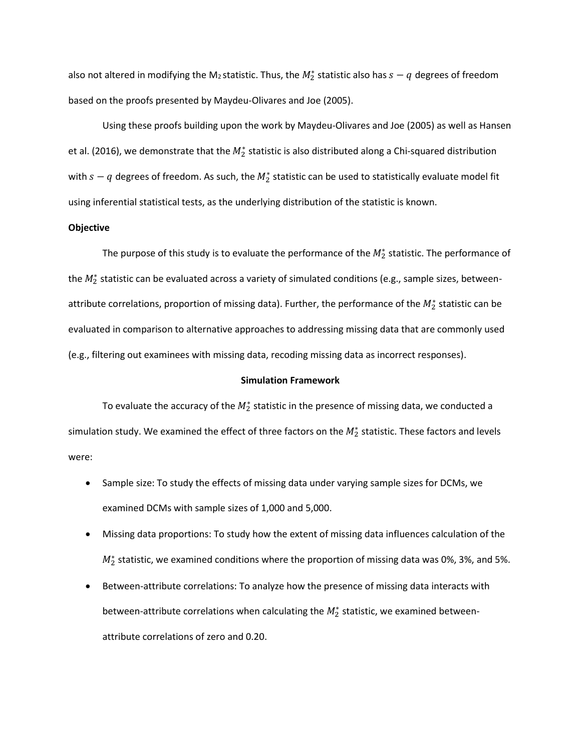also not altered in modifying the $M_2$ statistic. Thus, the $M_2^*$ statistic also has $s - q$ degrees of freedom based on the proofs presented by Maydeu-Olivares and Joe (2005).

Using these proofs building upon the work by Maydeu-Olivares and Joe (2005) as well as Hansen et al. (2016), we demonstrate that the $M_2^*$ statistic is also distributed along a Chi-squared distribution with $s - q$ degrees of freedom. As such, the $M_2^*$ statistic can be used to statistically evaluate model fit using inferential statistical tests, as the underlying distribution of the statistic is known.

**Objective**

The purpose of this study is to evaluate the performance of the $M_2^*$ statistic. The performance of the $M_2^*$ statistic can be evaluated across a variety of simulated conditions (e.g., sample sizes, between-attribute correlations, proportion of missing data). Further, the performance of the $M_2^*$ statistic can be evaluated in comparison to alternative approaches to addressing missing data that are commonly used (e.g., filtering out examinees with missing data, recoding missing data as incorrect responses).

## Simulation Framework

To evaluate the accuracy of the $M_2^*$ statistic in the presence of missing data, we conducted a simulation study. We examined the effect of three factors on the $M_2^*$ statistic. These factors and levels were:

- Sample size: To study the effects of missing data under varying sample sizes for DCMs, we examined DCMs with sample sizes of 1,000 and 5,000.
- Missing data proportions: To study how the extent of missing data influences calculation of the $M_2^*$ statistic, we examined conditions where the proportion of missing data was 0%, 3%, and 5%.
- Between-attribute correlations: To analyze how the presence of missing data interacts with between-attribute correlations when calculating the $M_2^*$ statistic, we examined between-attribute correlations of zero and 0.20.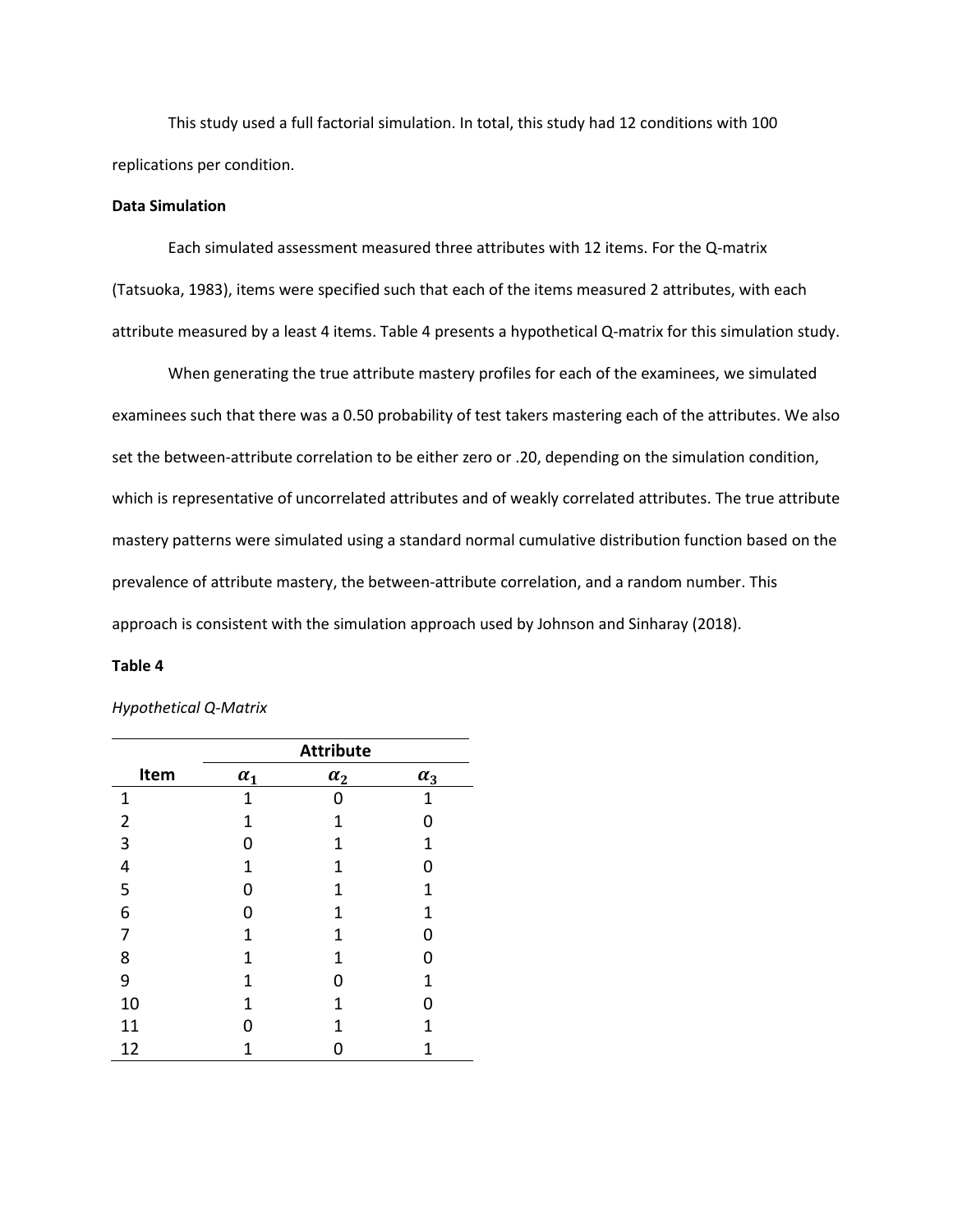This study used a full factorial simulation. In total, this study had 12 conditions with 100 replications per condition.

**Data Simulation**

Each simulated assessment measured three attributes with 12 items. For the Q-matrix (Tatsuoka, 1983), items were specified such that each of the items measured 2 attributes, with each attribute measured by a least 4 items. Table 4 presents a hypothetical Q-matrix for this simulation study.

When generating the true attribute mastery profiles for each of the examinees, we simulated examinees such that there was a 0.50 probability of test takers mastering each of the attributes. We also set the between-attribute correlation to be either zero or .20, depending on the simulation condition, which is representative of uncorrelated attributes and of weakly correlated attributes. The true attribute mastery patterns were simulated using a standard normal cumulative distribution function based on the prevalence of attribute mastery, the between-attribute correlation, and a random number. This approach is consistent with the simulation approach used by Johnson and Sinharay (2018).

**Table 4**

*Hypothetical Q-Matrix*

| | Attribute | | |
|---|---|---|---|
| **Item** | $\alpha_1$ | $\alpha_2$ | $\alpha_3$ |
| 1 | 1 | 0 | 1 |
| 2 | 1 | 1 | 0 |
| 3 | 0 | 1 | 1 |
| 4 | 1 | 1 | 0 |
| 5 | 0 | 1 | 1 |
| 6 | 0 | 1 | 1 |
| 7 | 1 | 1 | 0 |
| 8 | 1 | 1 | 0 |
| 9 | 1 | 0 | 1 |
| 10 | 1 | 1 | 0 |
| 11 | 0 | 1 | 1 |
| 12 | 1 | 0 | 1 |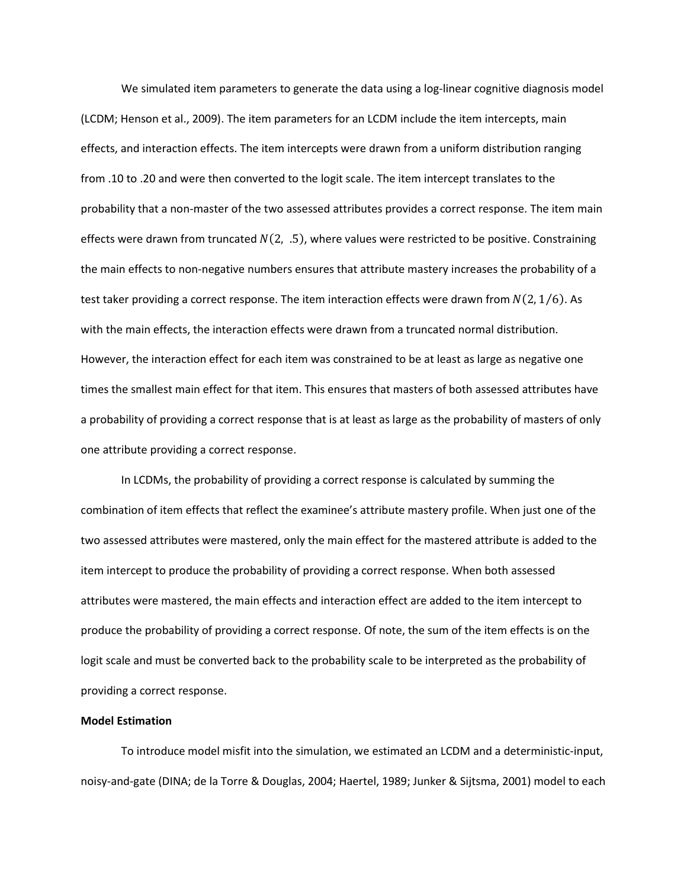We simulated item parameters to generate the data using a log-linear cognitive diagnosis model (LCDM; Henson et al., 2009). The item parameters for an LCDM include the item intercepts, main effects, and interaction effects. The item intercepts were drawn from a uniform distribution ranging from .10 to .20 and were then converted to the logit scale. The item intercept translates to the probability that a non-master of the two assessed attributes provides a correct response. The item main effects were drawn from truncated $N(2, .5)$, where values were restricted to be positive. Constraining the main effects to non-negative numbers ensures that attribute mastery increases the probability of a test taker providing a correct response. The item interaction effects were drawn from $N(2, 1/6)$. As with the main effects, the interaction effects were drawn from a truncated normal distribution. However, the interaction effect for each item was constrained to be at least as large as negative one times the smallest main effect for that item. This ensures that masters of both assessed attributes have a probability of providing a correct response that is at least as large as the probability of masters of only one attribute providing a correct response.

In LCDMs, the probability of providing a correct response is calculated by summing the combination of item effects that reflect the examinee's attribute mastery profile. When just one of the two assessed attributes were mastered, only the main effect for the mastered attribute is added to the item intercept to produce the probability of providing a correct response. When both assessed attributes were mastered, the main effects and interaction effect are added to the item intercept to produce the probability of providing a correct response. Of note, the sum of the item effects is on the logit scale and must be converted back to the probability scale to be interpreted as the probability of providing a correct response.

**Model Estimation**

To introduce model misfit into the simulation, we estimated an LCDM and a deterministic-input, noisy-and-gate (DINA; de la Torre & Douglas, 2004; Haertel, 1989; Junker & Sijtsma, 2001) model to each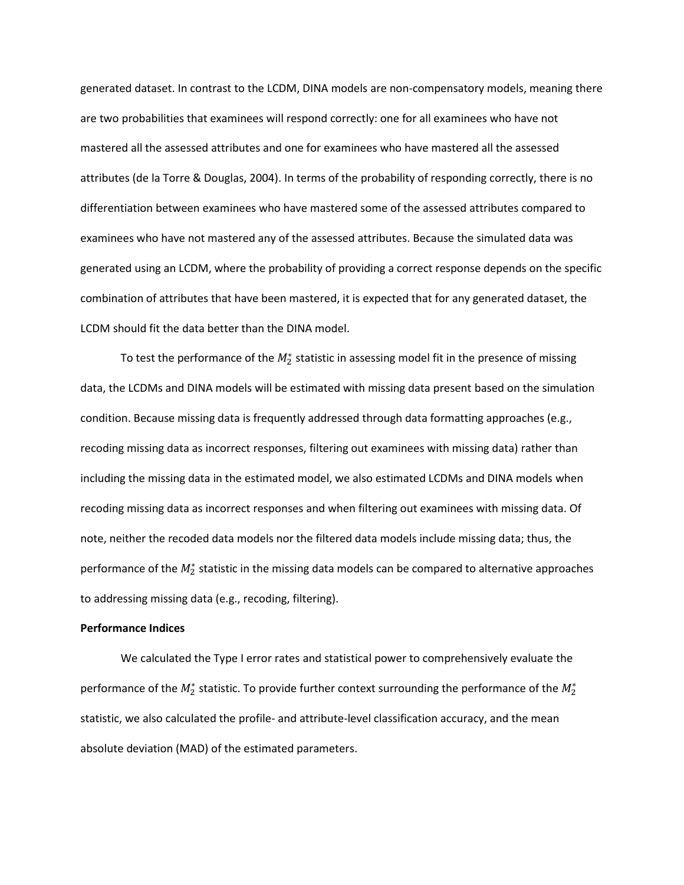generated dataset. In contrast to the LCDM, DINA models are non-compensatory models, meaning there are two probabilities that examinees will respond correctly: one for all examinees who have not mastered all the assessed attributes and one for examinees who have mastered all the assessed attributes (de la Torre & Douglas, 2004). In terms of the probability of responding correctly, there is no differentiation between examinees who have mastered some of the assessed attributes compared to examinees who have not mastered any of the assessed attributes. Because the simulated data was generated using an LCDM, where the probability of providing a correct response depends on the specific combination of attributes that have been mastered, it is expected that for any generated dataset, the LCDM should fit the data better than the DINA model.

To test the performance of the $M_2^*$ statistic in assessing model fit in the presence of missing data, the LCDMs and DINA models will be estimated with missing data present based on the simulation condition. Because missing data is frequently addressed through data formatting approaches (e.g., recoding missing data as incorrect responses, filtering out examinees with missing data) rather than including the missing data in the estimated model, we also estimated LCDMs and DINA models when recoding missing data as incorrect responses and when filtering out examinees with missing data. Of note, neither the recoded data models nor the filtered data models include missing data; thus, the performance of the $M_2^*$ statistic in the missing data models can be compared to alternative approaches to addressing missing data (e.g., recoding, filtering).

**Performance Indices**

We calculated the Type I error rates and statistical power to comprehensively evaluate the performance of the $M_2^*$ statistic. To provide further context surrounding the performance of the $M_2^*$ statistic, we also calculated the profile- and attribute-level classification accuracy, and the mean absolute deviation (MAD) of the estimated parameters.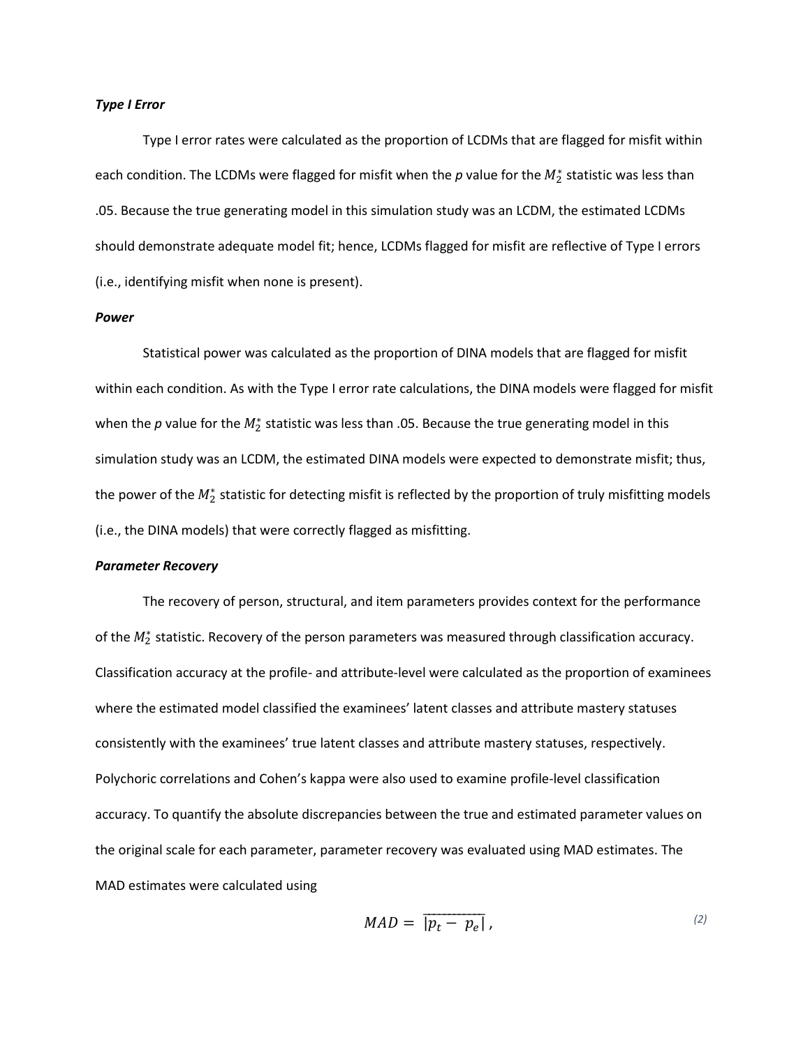### *Type I Error*

Type I error rates were calculated as the proportion of LCDMs that are flagged for misfit within each condition. The LCDMs were flagged for misfit when the *p* value for the $M_2^*$ statistic was less than .05. Because the true generating model in this simulation study was an LCDM, the estimated LCDMs should demonstrate adequate model fit; hence, LCDMs flagged for misfit are reflective of Type I errors (i.e., identifying misfit when none is present).

### *Power*

Statistical power was calculated as the proportion of DINA models that are flagged for misfit within each condition. As with the Type I error rate calculations, the DINA models were flagged for misfit when the *p* value for the $M_2^*$ statistic was less than .05. Because the true generating model in this simulation study was an LCDM, the estimated DINA models were expected to demonstrate misfit; thus, the power of the $M_2^*$ statistic for detecting misfit is reflected by the proportion of truly misfitting models (i.e., the DINA models) that were correctly flagged as misfitting.

### *Parameter Recovery*

The recovery of person, structural, and item parameters provides context for the performance of the $M_2^*$ statistic. Recovery of the person parameters was measured through classification accuracy. Classification accuracy at the profile- and attribute-level were calculated as the proportion of examinees where the estimated model classified the examinees' latent classes and attribute mastery statuses consistently with the examinees' true latent classes and attribute mastery statuses, respectively. Polychoric correlations and Cohen's kappa were also used to examine profile-level classification accuracy. To quantify the absolute discrepancies between the true and estimated parameter values on the original scale for each parameter, parameter recovery was evaluated using MAD estimates. The MAD estimates were calculated using

$$MAD = \overline{|p_t - p_e|}\,, \tag{2}$$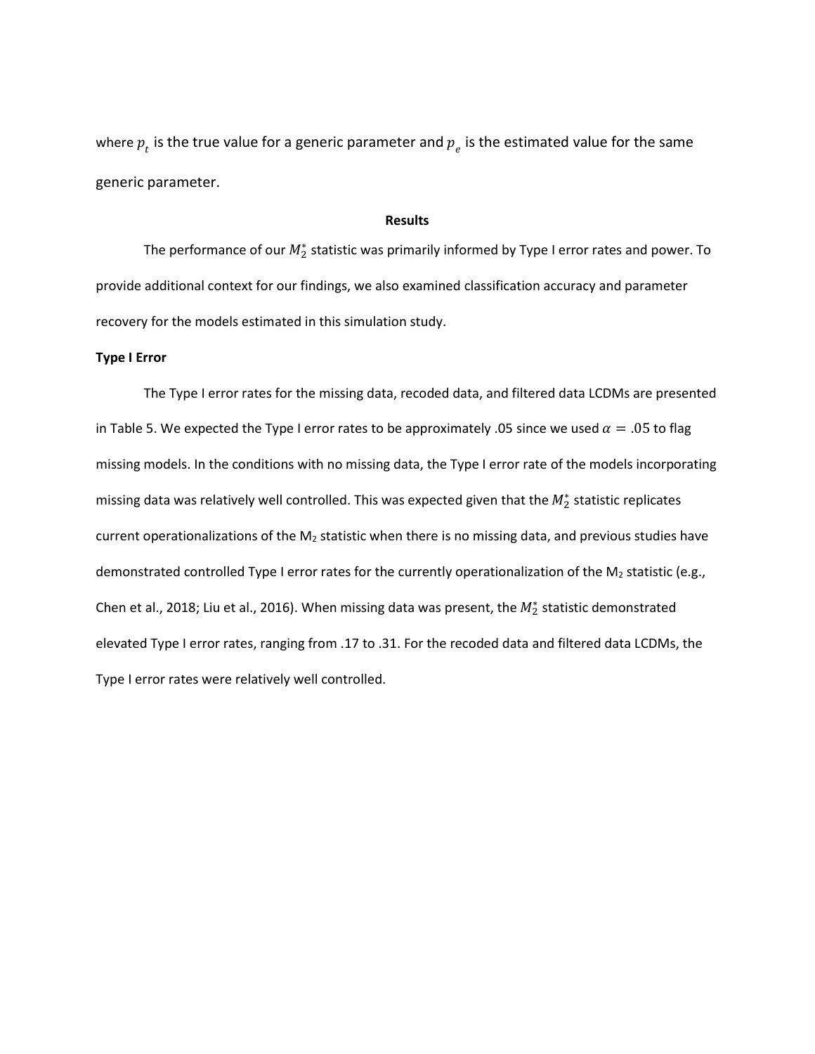where $p_t$ is the true value for a generic parameter and $p_e$ is the estimated value for the same generic parameter.

## Results

The performance of our $M_2^*$ statistic was primarily informed by Type I error rates and power. To provide additional context for our findings, we also examined classification accuracy and parameter recovery for the models estimated in this simulation study.

### Type I Error

The Type I error rates for the missing data, recoded data, and filtered data LCDMs are presented in Table 5. We expected the Type I error rates to be approximately .05 since we used $\alpha = .05$ to flag missing models. In the conditions with no missing data, the Type I error rate of the models incorporating missing data was relatively well controlled. This was expected given that the $M_2^*$ statistic replicates current operationalizations of the $M_2$ statistic when there is no missing data, and previous studies have demonstrated controlled Type I error rates for the currently operationalization of the $M_2$ statistic (e.g., Chen et al., 2018; Liu et al., 2016). When missing data was present, the $M_2^*$ statistic demonstrated elevated Type I error rates, ranging from .17 to .31. For the recoded data and filtered data LCDMs, the Type I error rates were relatively well controlled.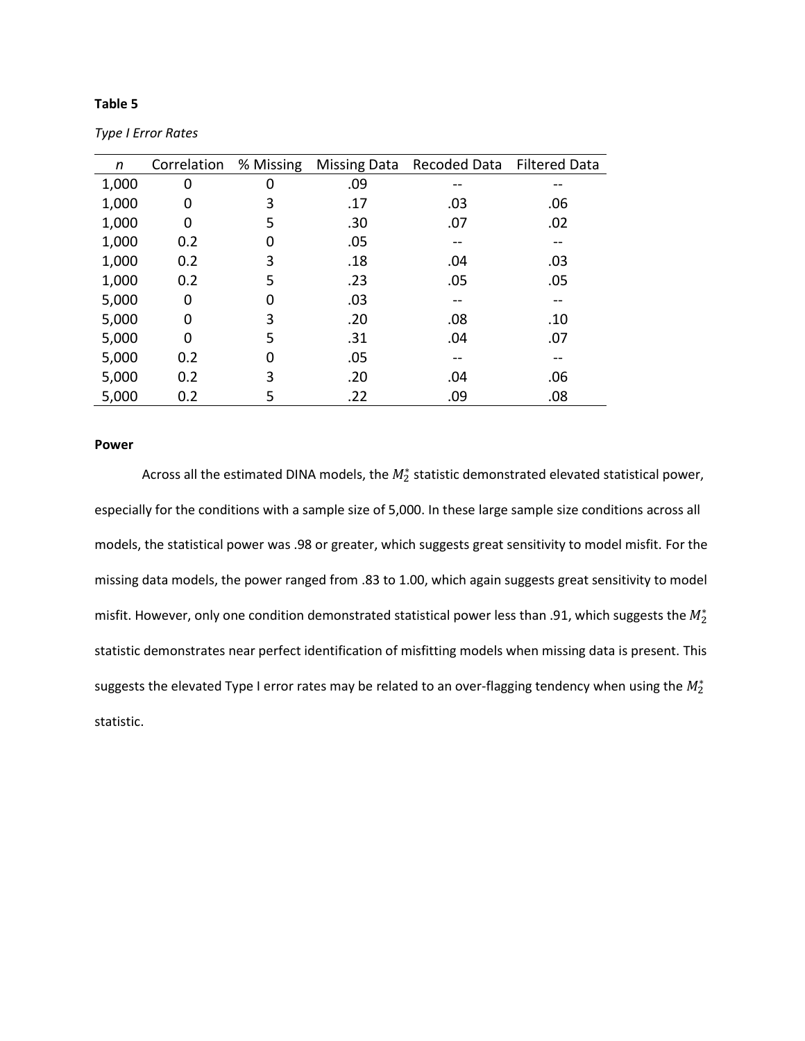**Table 5**

*Type I Error Rates*

| *n* | Correlation | % Missing | Missing Data | Recoded Data | Filtered Data |
|---|---|---|---|---|---|
| 1,000 | 0 | 0 | .09 | -- | -- |
| 1,000 | 0 | 3 | .17 | .03 | .06 |
| 1,000 | 0 | 5 | .30 | .07 | .02 |
| 1,000 | 0.2 | 0 | .05 | -- | -- |
| 1,000 | 0.2 | 3 | .18 | .04 | .03 |
| 1,000 | 0.2 | 5 | .23 | .05 | .05 |
| 5,000 | 0 | 0 | .03 | -- | -- |
| 5,000 | 0 | 3 | .20 | .08 | .10 |
| 5,000 | 0 | 5 | .31 | .04 | .07 |
| 5,000 | 0.2 | 0 | .05 | -- | -- |
| 5,000 | 0.2 | 3 | .20 | .04 | .06 |
| 5,000 | 0.2 | 5 | .22 | .09 | .08 |

**Power**

Across all the estimated DINA models, the $M_2^*$ statistic demonstrated elevated statistical power, especially for the conditions with a sample size of 5,000. In these large sample size conditions across all models, the statistical power was .98 or greater, which suggests great sensitivity to model misfit. For the missing data models, the power ranged from .83 to 1.00, which again suggests great sensitivity to model misfit. However, only one condition demonstrated statistical power less than .91, which suggests the $M_2^*$ statistic demonstrates near perfect identification of misfitting models when missing data is present. This suggests the elevated Type I error rates may be related to an over-flagging tendency when using the $M_2^*$ statistic.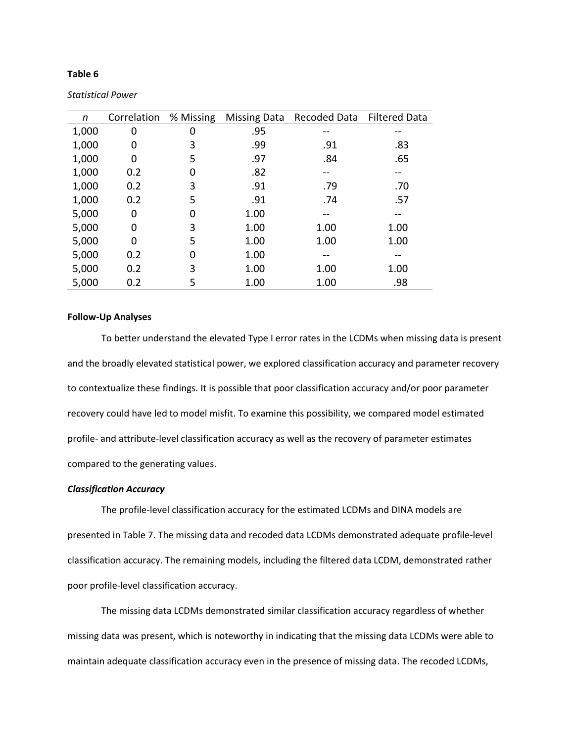**Table 6**

*Statistical Power*

| *n* | Correlation | % Missing | Missing Data | Recoded Data | Filtered Data |
|---|---|---|---|---|---|
| 1,000 | 0 | 0 | .95 | -- | -- |
| 1,000 | 0 | 3 | .99 | .91 | .83 |
| 1,000 | 0 | 5 | .97 | .84 | .65 |
| 1,000 | 0.2 | 0 | .82 | -- | -- |
| 1,000 | 0.2 | 3 | .91 | .79 | .70 |
| 1,000 | 0.2 | 5 | .91 | .74 | .57 |
| 5,000 | 0 | 0 | 1.00 | -- | -- |
| 5,000 | 0 | 3 | 1.00 | 1.00 | 1.00 |
| 5,000 | 0 | 5 | 1.00 | 1.00 | 1.00 |
| 5,000 | 0.2 | 0 | 1.00 | -- | -- |
| 5,000 | 0.2 | 3 | 1.00 | 1.00 | 1.00 |
| 5,000 | 0.2 | 5 | 1.00 | 1.00 | .98 |

**Follow-Up Analyses**

To better understand the elevated Type I error rates in the LCDMs when missing data is present and the broadly elevated statistical power, we explored classification accuracy and parameter recovery to contextualize these findings. It is possible that poor classification accuracy and/or poor parameter recovery could have led to model misfit. To examine this possibility, we compared model estimated profile- and attribute-level classification accuracy as well as the recovery of parameter estimates compared to the generating values.

***Classification Accuracy***

The profile-level classification accuracy for the estimated LCDMs and DINA models are presented in Table 7. The missing data and recoded data LCDMs demonstrated adequate profile-level classification accuracy. The remaining models, including the filtered data LCDM, demonstrated rather poor profile-level classification accuracy.

The missing data LCDMs demonstrated similar classification accuracy regardless of whether missing data was present, which is noteworthy in indicating that the missing data LCDMs were able to maintain adequate classification accuracy even in the presence of missing data. The recoded LCDMs,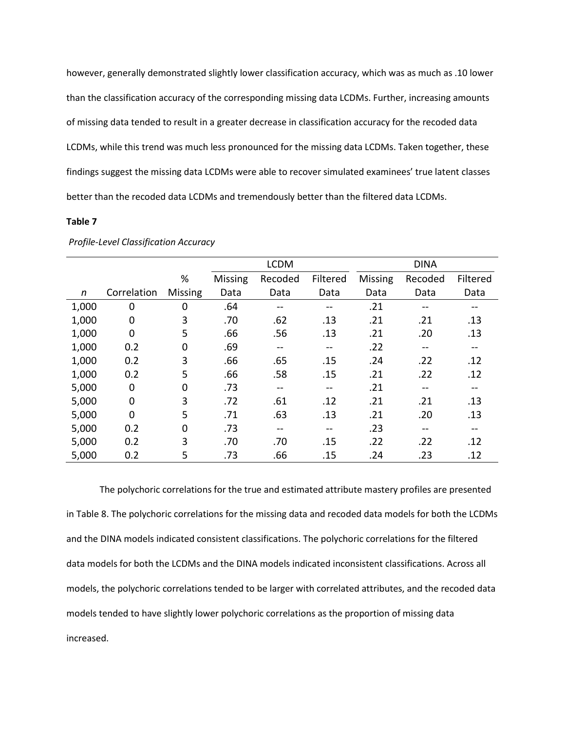however, generally demonstrated slightly lower classification accuracy, which was as much as .10 lower than the classification accuracy of the corresponding missing data LCDMs. Further, increasing amounts of missing data tended to result in a greater decrease in classification accuracy for the recoded data LCDMs, while this trend was much less pronounced for the missing data LCDMs. Taken together, these findings suggest the missing data LCDMs were able to recover simulated examinees' true latent classes better than the recoded data LCDMs and tremendously better than the filtered data LCDMs.

**Table 7**

*Profile-Level Classification Accuracy*

| | | | LCDM | | | DINA | | |
|---|---|---|---|---|---|---|---|---|
| *n* | Correlation | % Missing | Missing Data | Recoded Data | Filtered Data | Missing Data | Recoded Data | Filtered Data |
| 1,000 | 0 | 0 | .64 | -- | -- | .21 | -- | -- |
| 1,000 | 0 | 3 | .70 | .62 | .13 | .21 | .21 | .13 |
| 1,000 | 0 | 5 | .66 | .56 | .13 | .21 | .20 | .13 |
| 1,000 | 0.2 | 0 | .69 | -- | -- | .22 | -- | -- |
| 1,000 | 0.2 | 3 | .66 | .65 | .15 | .24 | .22 | .12 |
| 1,000 | 0.2 | 5 | .66 | .58 | .15 | .21 | .22 | .12 |
| 5,000 | 0 | 0 | .73 | -- | -- | .21 | -- | -- |
| 5,000 | 0 | 3 | .72 | .61 | .12 | .21 | .21 | .13 |
| 5,000 | 0 | 5 | .71 | .63 | .13 | .21 | .20 | .13 |
| 5,000 | 0.2 | 0 | .73 | -- | -- | .23 | -- | -- |
| 5,000 | 0.2 | 3 | .70 | .70 | .15 | .22 | .22 | .12 |
| 5,000 | 0.2 | 5 | .73 | .66 | .15 | .24 | .23 | .12 |

The polychoric correlations for the true and estimated attribute mastery profiles are presented in Table 8. The polychoric correlations for the missing data and recoded data models for both the LCDMs and the DINA models indicated consistent classifications. The polychoric correlations for the filtered data models for both the LCDMs and the DINA models indicated inconsistent classifications. Across all models, the polychoric correlations tended to be larger with correlated attributes, and the recoded data models tended to have slightly lower polychoric correlations as the proportion of missing data increased.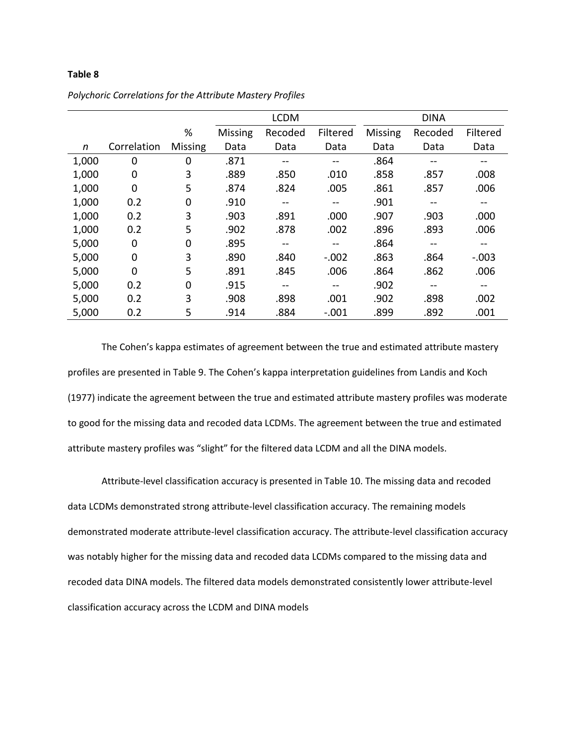**Table 8**

*Polychoric Correlations for the Attribute Mastery Profiles*

| | | | LCDM | | | DINA | | |
|---|---|---|---|---|---|---|---|---|
| *n* | Correlation | % Missing | Missing Data | Recoded Data | Filtered Data | Missing Data | Recoded Data | Filtered Data |
| 1,000 | 0 | 0 | .871 | -- | -- | .864 | -- | -- |
| 1,000 | 0 | 3 | .889 | .850 | .010 | .858 | .857 | .008 |
| 1,000 | 0 | 5 | .874 | .824 | .005 | .861 | .857 | .006 |
| 1,000 | 0.2 | 0 | .910 | -- | -- | .901 | -- | -- |
| 1,000 | 0.2 | 3 | .903 | .891 | .000 | .907 | .903 | .000 |
| 1,000 | 0.2 | 5 | .902 | .878 | .002 | .896 | .893 | .006 |
| 5,000 | 0 | 0 | .895 | -- | -- | .864 | -- | -- |
| 5,000 | 0 | 3 | .890 | .840 | -.002 | .863 | .864 | -.003 |
| 5,000 | 0 | 5 | .891 | .845 | .006 | .864 | .862 | .006 |
| 5,000 | 0.2 | 0 | .915 | -- | -- | .902 | -- | -- |
| 5,000 | 0.2 | 3 | .908 | .898 | .001 | .902 | .898 | .002 |
| 5,000 | 0.2 | 5 | .914 | .884 | -.001 | .899 | .892 | .001 |

The Cohen's kappa estimates of agreement between the true and estimated attribute mastery profiles are presented in Table 9. The Cohen's kappa interpretation guidelines from Landis and Koch (1977) indicate the agreement between the true and estimated attribute mastery profiles was moderate to good for the missing data and recoded data LCDMs. The agreement between the true and estimated attribute mastery profiles was "slight" for the filtered data LCDM and all the DINA models.

Attribute-level classification accuracy is presented in Table 10. The missing data and recoded data LCDMs demonstrated strong attribute-level classification accuracy. The remaining models demonstrated moderate attribute-level classification accuracy. The attribute-level classification accuracy was notably higher for the missing data and recoded data LCDMs compared to the missing data and recoded data DINA models. The filtered data models demonstrated consistently lower attribute-level classification accuracy across the LCDM and DINA models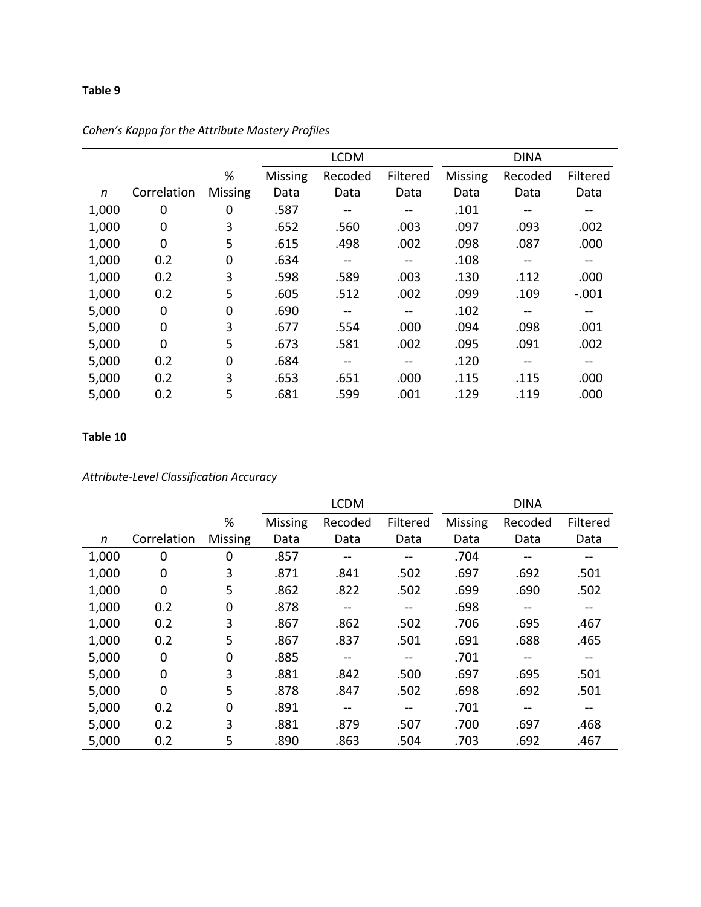**Table 9**

*Cohen's Kappa for the Attribute Mastery Profiles*

| | | | LCDM | | | DINA | | |
|---|---|---|---|---|---|---|---|---|
| *n* | Correlation | % Missing | Missing Data | Recoded Data | Filtered Data | Missing Data | Recoded Data | Filtered Data |
| 1,000 | 0 | 0 | .587 | -- | -- | .101 | -- | -- |
| 1,000 | 0 | 3 | .652 | .560 | .003 | .097 | .093 | .002 |
| 1,000 | 0 | 5 | .615 | .498 | .002 | .098 | .087 | .000 |
| 1,000 | 0.2 | 0 | .634 | -- | -- | .108 | -- | -- |
| 1,000 | 0.2 | 3 | .598 | .589 | .003 | .130 | .112 | .000 |
| 1,000 | 0.2 | 5 | .605 | .512 | .002 | .099 | .109 | -.001 |
| 5,000 | 0 | 0 | .690 | -- | -- | .102 | -- | -- |
| 5,000 | 0 | 3 | .677 | .554 | .000 | .094 | .098 | .001 |
| 5,000 | 0 | 5 | .673 | .581 | .002 | .095 | .091 | .002 |
| 5,000 | 0.2 | 0 | .684 | -- | -- | .120 | -- | -- |
| 5,000 | 0.2 | 3 | .653 | .651 | .000 | .115 | .115 | .000 |
| 5,000 | 0.2 | 5 | .681 | .599 | .001 | .129 | .119 | .000 |

**Table 10**

*Attribute-Level Classification Accuracy*

| | | | LCDM | | | DINA | | |
|---|---|---|---|---|---|---|---|---|
| *n* | Correlation | % Missing | Missing Data | Recoded Data | Filtered Data | Missing Data | Recoded Data | Filtered Data |
| 1,000 | 0 | 0 | .857 | -- | -- | .704 | -- | -- |
| 1,000 | 0 | 3 | .871 | .841 | .502 | .697 | .692 | .501 |
| 1,000 | 0 | 5 | .862 | .822 | .502 | .699 | .690 | .502 |
| 1,000 | 0.2 | 0 | .878 | -- | -- | .698 | -- | -- |
| 1,000 | 0.2 | 3 | .867 | .862 | .502 | .706 | .695 | .467 |
| 1,000 | 0.2 | 5 | .867 | .837 | .501 | .691 | .688 | .465 |
| 5,000 | 0 | 0 | .885 | -- | -- | .701 | -- | -- |
| 5,000 | 0 | 3 | .881 | .842 | .500 | .697 | .695 | .501 |
| 5,000 | 0 | 5 | .878 | .847 | .502 | .698 | .692 | .501 |
| 5,000 | 0.2 | 0 | .891 | -- | -- | .701 | -- | -- |
| 5,000 | 0.2 | 3 | .881 | .879 | .507 | .700 | .697 | .468 |
| 5,000 | 0.2 | 5 | .890 | .863 | .504 | .703 | .692 | .467 |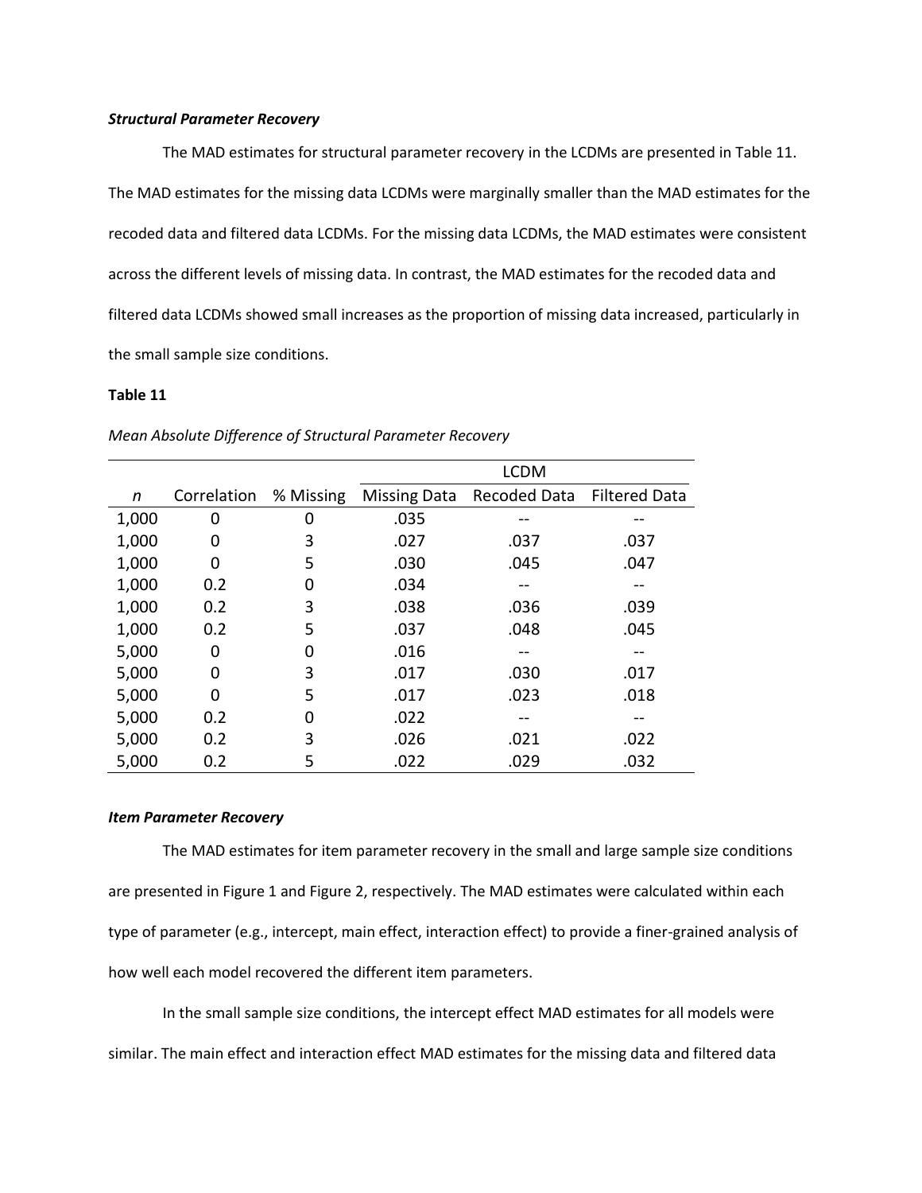### ***Structural Parameter Recovery***

The MAD estimates for structural parameter recovery in the LCDMs are presented in Table 11. The MAD estimates for the missing data LCDMs were marginally smaller than the MAD estimates for the recoded data and filtered data LCDMs. For the missing data LCDMs, the MAD estimates were consistent across the different levels of missing data. In contrast, the MAD estimates for the recoded data and filtered data LCDMs showed small increases as the proportion of missing data increased, particularly in the small sample size conditions.

**Table 11**

*Mean Absolute Difference of Structural Parameter Recovery*

| | | | LCDM | | |
|---|---|---|---|---|---|
| *n* | Correlation | % Missing | Missing Data | Recoded Data | Filtered Data |
| 1,000 | 0 | 0 | .035 | -- | -- |
| 1,000 | 0 | 3 | .027 | .037 | .037 |
| 1,000 | 0 | 5 | .030 | .045 | .047 |
| 1,000 | 0.2 | 0 | .034 | -- | -- |
| 1,000 | 0.2 | 3 | .038 | .036 | .039 |
| 1,000 | 0.2 | 5 | .037 | .048 | .045 |
| 5,000 | 0 | 0 | .016 | -- | -- |
| 5,000 | 0 | 3 | .017 | .030 | .017 |
| 5,000 | 0 | 5 | .017 | .023 | .018 |
| 5,000 | 0.2 | 0 | .022 | -- | -- |
| 5,000 | 0.2 | 3 | .026 | .021 | .022 |
| 5,000 | 0.2 | 5 | .022 | .029 | .032 |

### ***Item Parameter Recovery***

The MAD estimates for item parameter recovery in the small and large sample size conditions are presented in Figure 1 and Figure 2, respectively. The MAD estimates were calculated within each type of parameter (e.g., intercept, main effect, interaction effect) to provide a finer-grained analysis of how well each model recovered the different item parameters.

In the small sample size conditions, the intercept effect MAD estimates for all models were similar. The main effect and interaction effect MAD estimates for the missing data and filtered data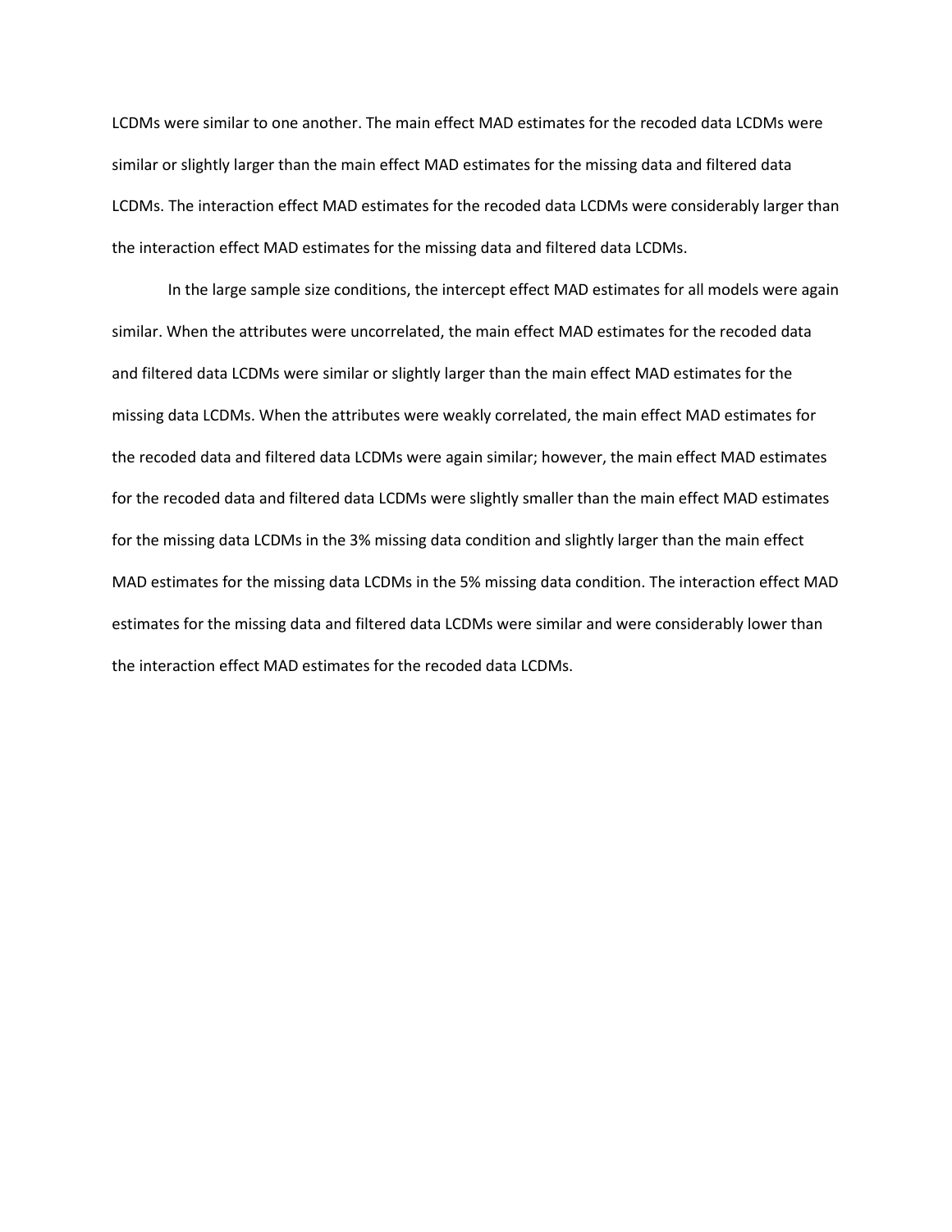LCDMs were similar to one another. The main effect MAD estimates for the recoded data LCDMs were similar or slightly larger than the main effect MAD estimates for the missing data and filtered data LCDMs. The interaction effect MAD estimates for the recoded data LCDMs were considerably larger than the interaction effect MAD estimates for the missing data and filtered data LCDMs.

In the large sample size conditions, the intercept effect MAD estimates for all models were again similar. When the attributes were uncorrelated, the main effect MAD estimates for the recoded data and filtered data LCDMs were similar or slightly larger than the main effect MAD estimates for the missing data LCDMs. When the attributes were weakly correlated, the main effect MAD estimates for the recoded data and filtered data LCDMs were again similar; however, the main effect MAD estimates for the recoded data and filtered data LCDMs were slightly smaller than the main effect MAD estimates for the missing data LCDMs in the 3% missing data condition and slightly larger than the main effect MAD estimates for the missing data LCDMs in the 5% missing data condition. The interaction effect MAD estimates for the missing data and filtered data LCDMs were similar and were considerably lower than the interaction effect MAD estimates for the recoded data LCDMs.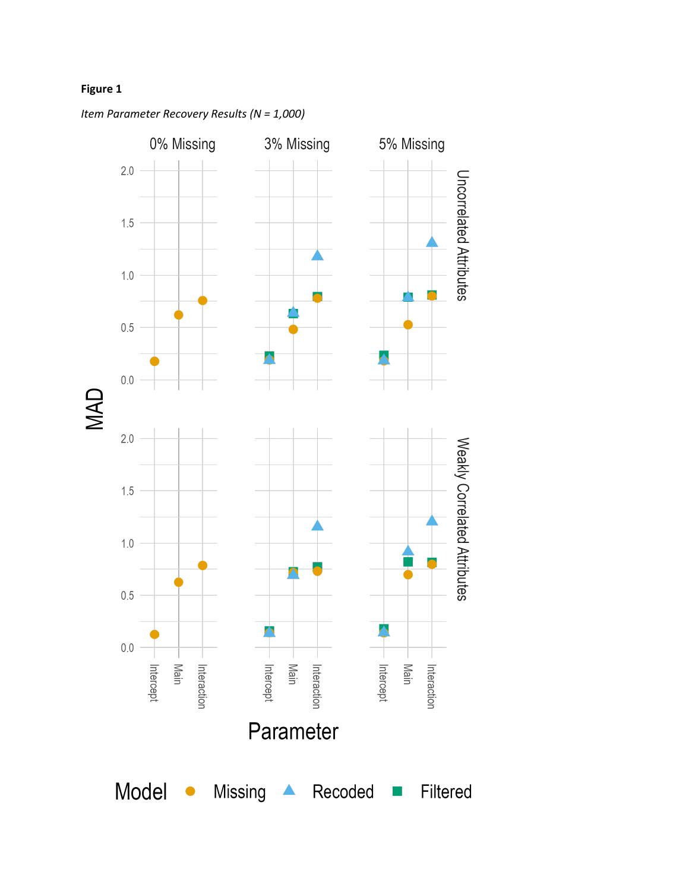**Figure 1**

*Item Parameter Recovery Results (N = 1,000)*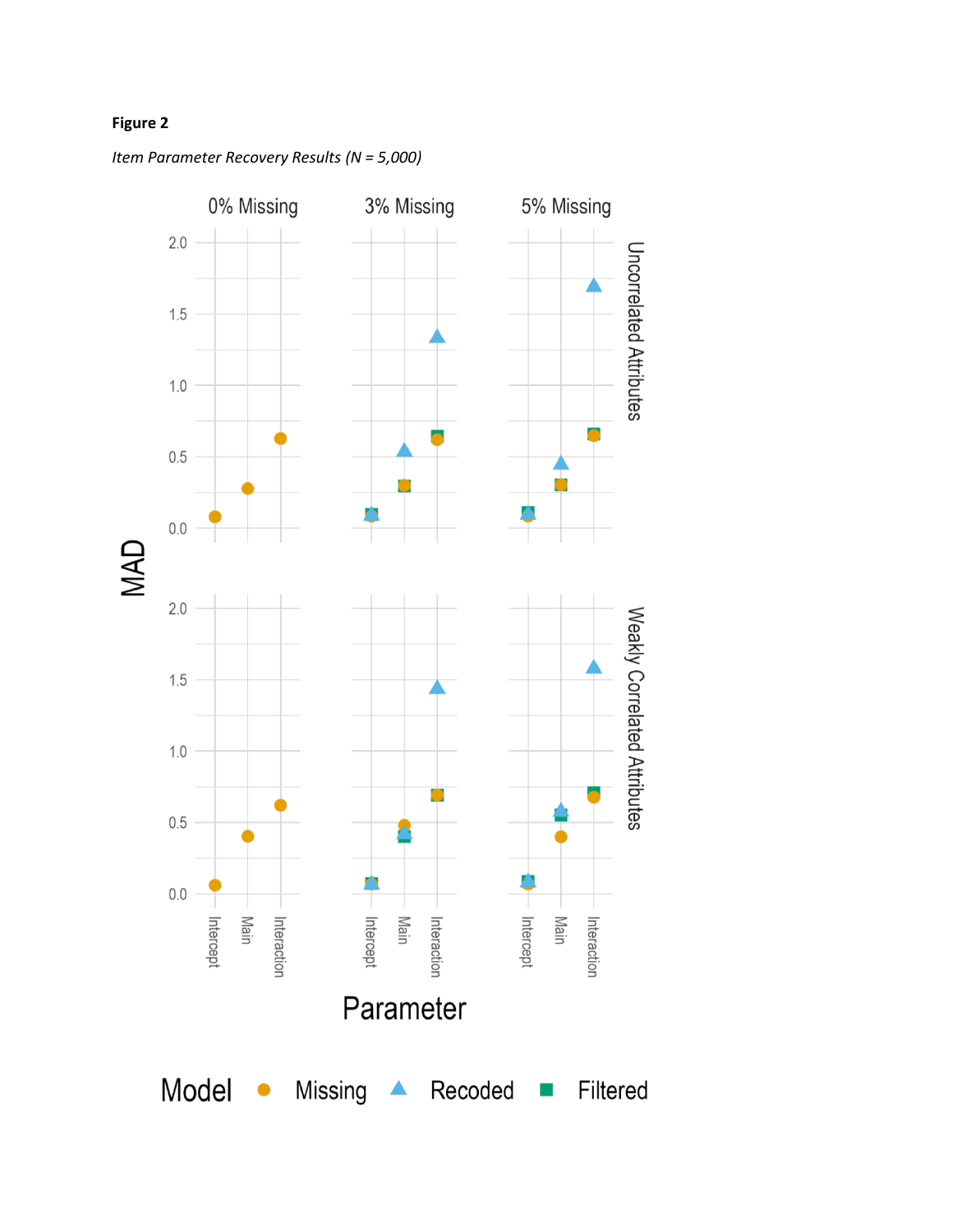**Figure 2**

*Item Parameter Recovery Results (N = 5,000)*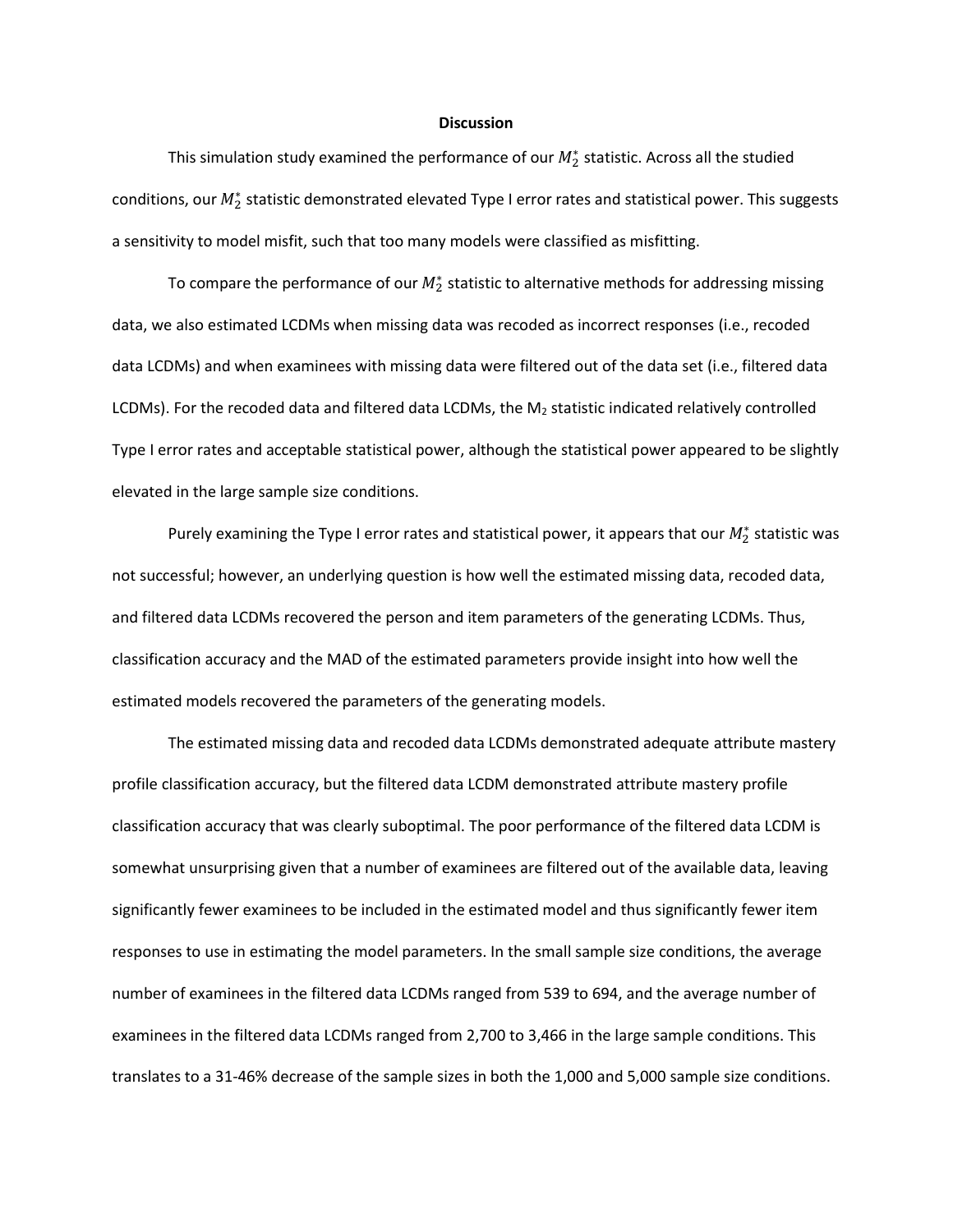# Discussion

This simulation study examined the performance of our $M_2^*$ statistic. Across all the studied conditions, our $M_2^*$ statistic demonstrated elevated Type I error rates and statistical power. This suggests a sensitivity to model misfit, such that too many models were classified as misfitting.

To compare the performance of our $M_2^*$ statistic to alternative methods for addressing missing data, we also estimated LCDMs when missing data was recoded as incorrect responses (i.e., recoded data LCDMs) and when examinees with missing data were filtered out of the data set (i.e., filtered data LCDMs). For the recoded data and filtered data LCDMs, the $M_2$ statistic indicated relatively controlled Type I error rates and acceptable statistical power, although the statistical power appeared to be slightly elevated in the large sample size conditions.

Purely examining the Type I error rates and statistical power, it appears that our $M_2^*$ statistic was not successful; however, an underlying question is how well the estimated missing data, recoded data, and filtered data LCDMs recovered the person and item parameters of the generating LCDMs. Thus, classification accuracy and the MAD of the estimated parameters provide insight into how well the estimated models recovered the parameters of the generating models.

The estimated missing data and recoded data LCDMs demonstrated adequate attribute mastery profile classification accuracy, but the filtered data LCDM demonstrated attribute mastery profile classification accuracy that was clearly suboptimal. The poor performance of the filtered data LCDM is somewhat unsurprising given that a number of examinees are filtered out of the available data, leaving significantly fewer examinees to be included in the estimated model and thus significantly fewer item responses to use in estimating the model parameters. In the small sample size conditions, the average number of examinees in the filtered data LCDMs ranged from 539 to 694, and the average number of examinees in the filtered data LCDMs ranged from 2,700 to 3,466 in the large sample conditions. This translates to a 31-46% decrease of the sample sizes in both the 1,000 and 5,000 sample size conditions.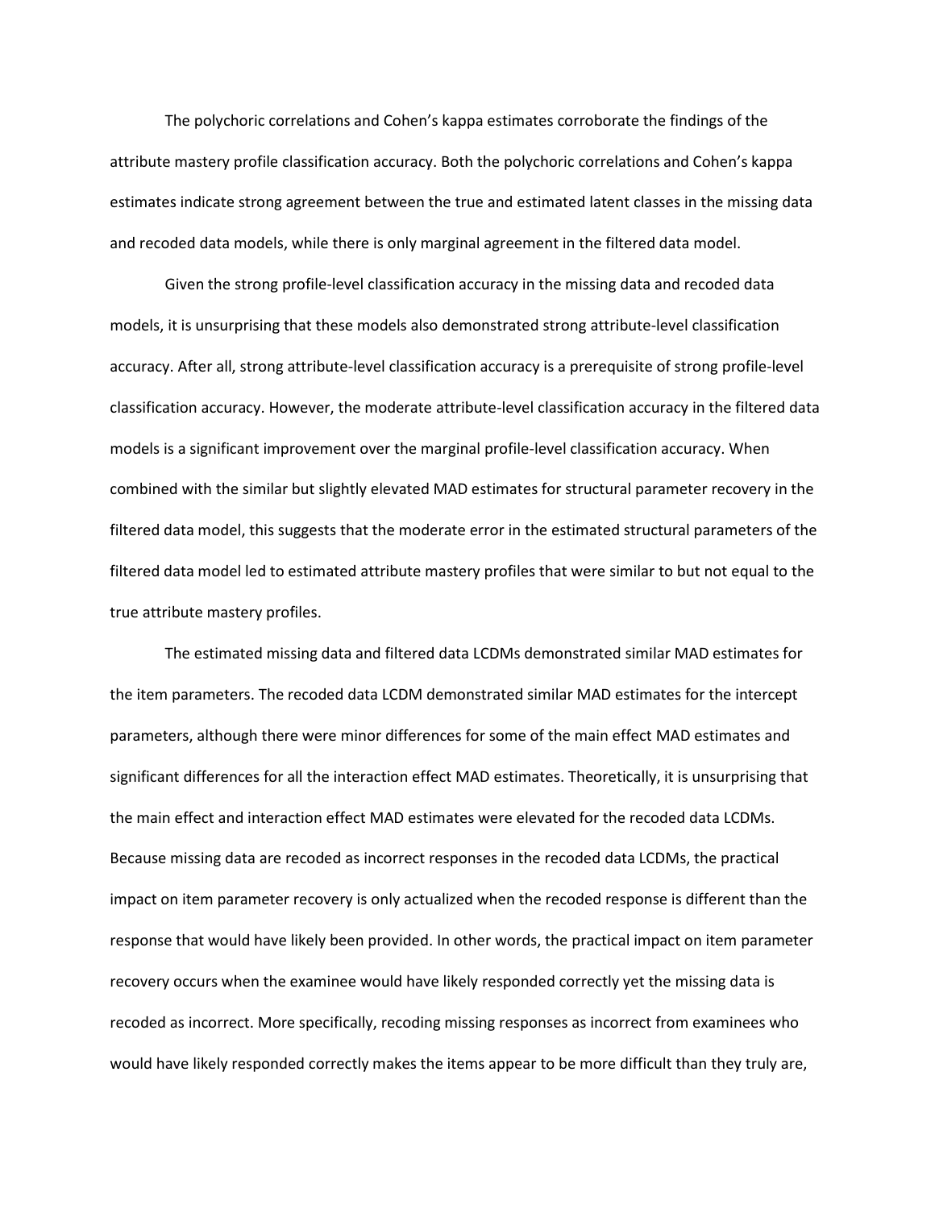The polychoric correlations and Cohen's kappa estimates corroborate the findings of the attribute mastery profile classification accuracy. Both the polychoric correlations and Cohen's kappa estimates indicate strong agreement between the true and estimated latent classes in the missing data and recoded data models, while there is only marginal agreement in the filtered data model.

Given the strong profile-level classification accuracy in the missing data and recoded data models, it is unsurprising that these models also demonstrated strong attribute-level classification accuracy. After all, strong attribute-level classification accuracy is a prerequisite of strong profile-level classification accuracy. However, the moderate attribute-level classification accuracy in the filtered data models is a significant improvement over the marginal profile-level classification accuracy. When combined with the similar but slightly elevated MAD estimates for structural parameter recovery in the filtered data model, this suggests that the moderate error in the estimated structural parameters of the filtered data model led to estimated attribute mastery profiles that were similar to but not equal to the true attribute mastery profiles.

The estimated missing data and filtered data LCDMs demonstrated similar MAD estimates for the item parameters. The recoded data LCDM demonstrated similar MAD estimates for the intercept parameters, although there were minor differences for some of the main effect MAD estimates and significant differences for all the interaction effect MAD estimates. Theoretically, it is unsurprising that the main effect and interaction effect MAD estimates were elevated for the recoded data LCDMs. Because missing data are recoded as incorrect responses in the recoded data LCDMs, the practical impact on item parameter recovery is only actualized when the recoded response is different than the response that would have likely been provided. In other words, the practical impact on item parameter recovery occurs when the examinee would have likely responded correctly yet the missing data is recoded as incorrect. More specifically, recoding missing responses as incorrect from examinees who would have likely responded correctly makes the items appear to be more difficult than they truly are,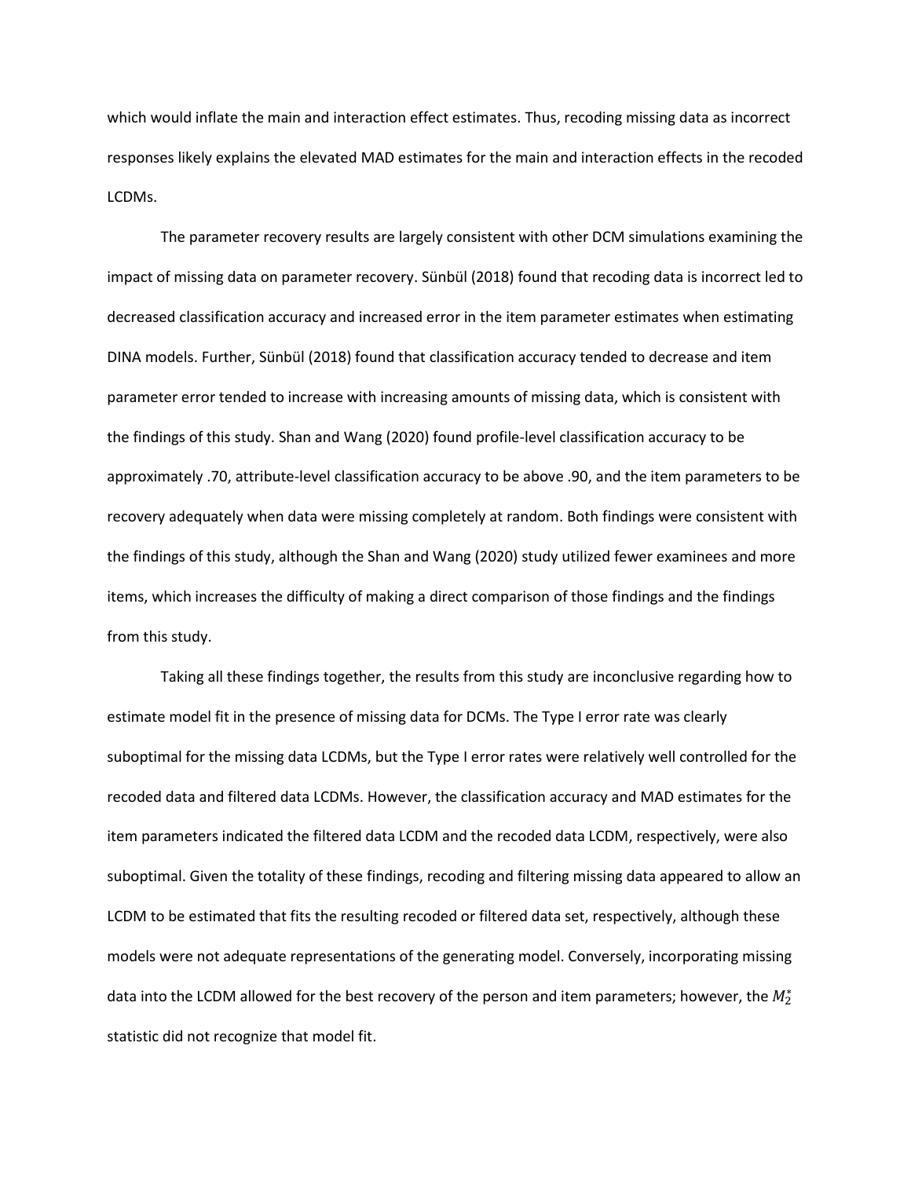which would inflate the main and interaction effect estimates. Thus, recoding missing data as incorrect responses likely explains the elevated MAD estimates for the main and interaction effects in the recoded LCDMs.

The parameter recovery results are largely consistent with other DCM simulations examining the impact of missing data on parameter recovery. Sünbül (2018) found that recoding data is incorrect led to decreased classification accuracy and increased error in the item parameter estimates when estimating DINA models. Further, Sünbül (2018) found that classification accuracy tended to decrease and item parameter error tended to increase with increasing amounts of missing data, which is consistent with the findings of this study. Shan and Wang (2020) found profile-level classification accuracy to be approximately .70, attribute-level classification accuracy to be above .90, and the item parameters to be recovery adequately when data were missing completely at random. Both findings were consistent with the findings of this study, although the Shan and Wang (2020) study utilized fewer examinees and more items, which increases the difficulty of making a direct comparison of those findings and the findings from this study.

Taking all these findings together, the results from this study are inconclusive regarding how to estimate model fit in the presence of missing data for DCMs. The Type I error rate was clearly suboptimal for the missing data LCDMs, but the Type I error rates were relatively well controlled for the recoded data and filtered data LCDMs. However, the classification accuracy and MAD estimates for the item parameters indicated the filtered data LCDM and the recoded data LCDM, respectively, were also suboptimal. Given the totality of these findings, recoding and filtering missing data appeared to allow an LCDM to be estimated that fits the resulting recoded or filtered data set, respectively, although these models were not adequate representations of the generating model. Conversely, incorporating missing data into the LCDM allowed for the best recovery of the person and item parameters; however, the $M_2^*$ statistic did not recognize that model fit.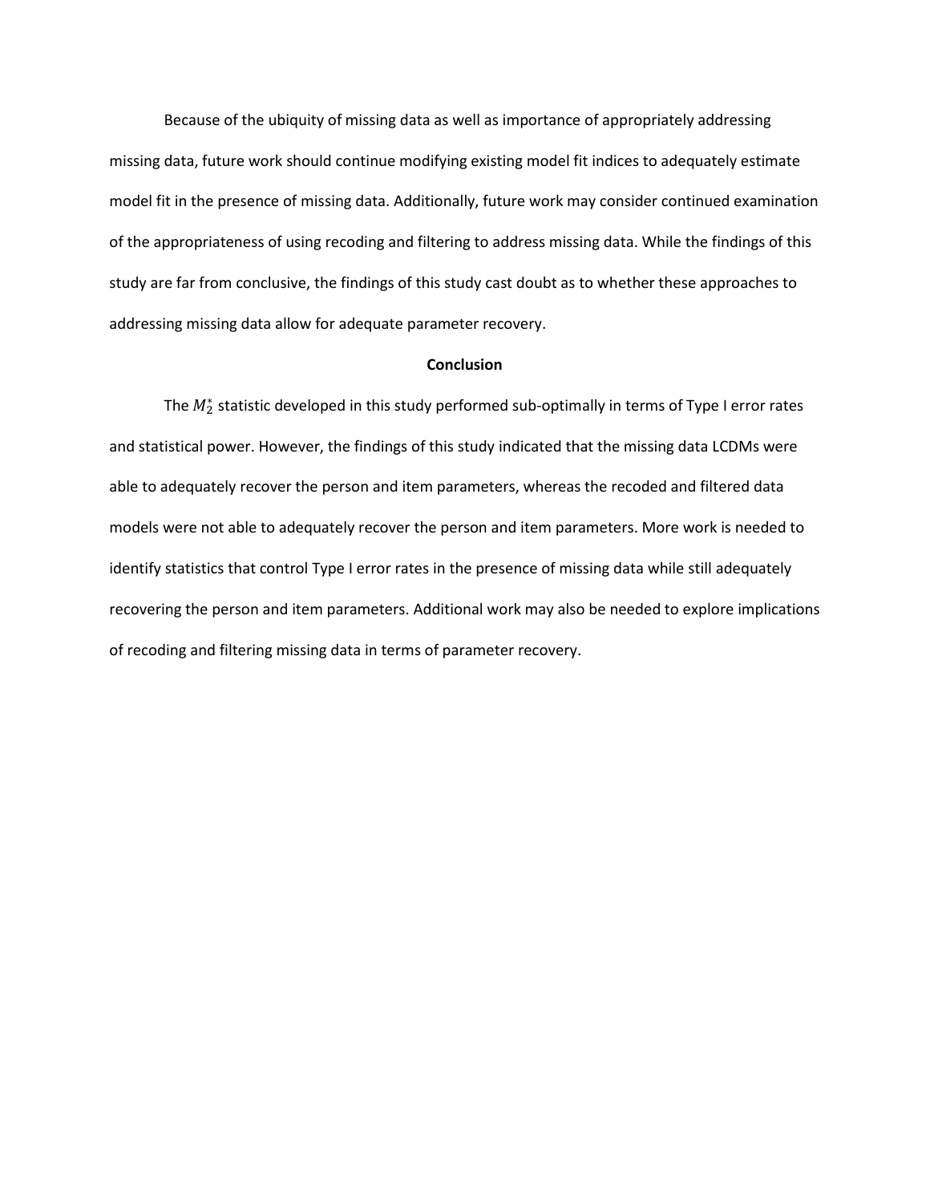Because of the ubiquity of missing data as well as importance of appropriately addressing missing data, future work should continue modifying existing model fit indices to adequately estimate model fit in the presence of missing data. Additionally, future work may consider continued examination of the appropriateness of using recoding and filtering to address missing data. While the findings of this study are far from conclusive, the findings of this study cast doubt as to whether these approaches to addressing missing data allow for adequate parameter recovery.

## Conclusion

The $M_2^*$ statistic developed in this study performed sub-optimally in terms of Type I error rates and statistical power. However, the findings of this study indicated that the missing data LCDMs were able to adequately recover the person and item parameters, whereas the recoded and filtered data models were not able to adequately recover the person and item parameters. More work is needed to identify statistics that control Type I error rates in the presence of missing data while still adequately recovering the person and item parameters. Additional work may also be needed to explore implications of recoding and filtering missing data in terms of parameter recovery.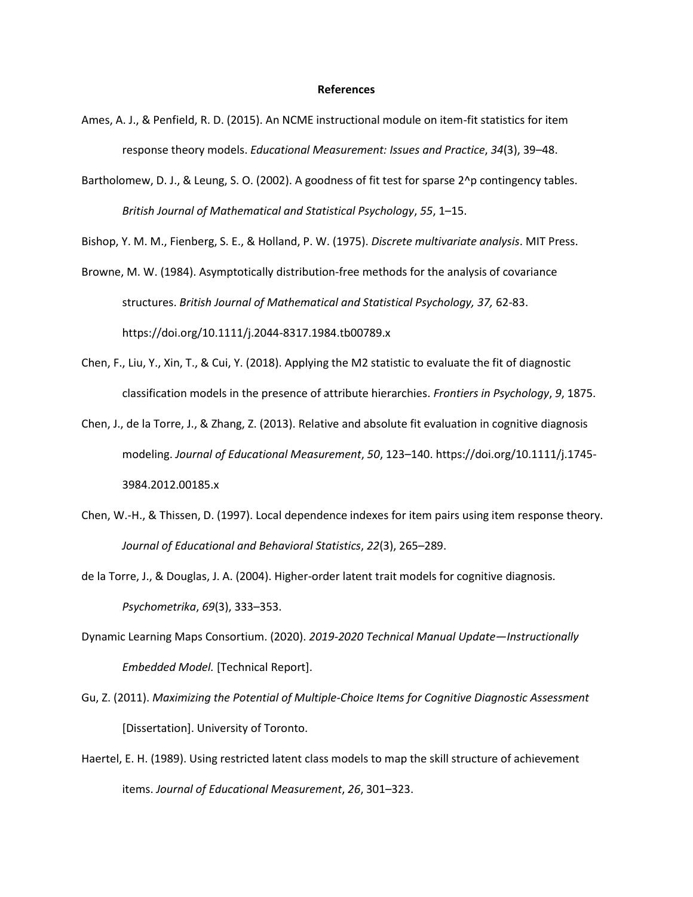# References

Ames, A. J., & Penfield, R. D. (2015). An NCME instructional module on item-fit statistics for item response theory models. *Educational Measurement: Issues and Practice*, *34*(3), 39–48.

Bartholomew, D. J., & Leung, S. O. (2002). A goodness of fit test for sparse 2^p contingency tables. *British Journal of Mathematical and Statistical Psychology*, *55*, 1–15.

Bishop, Y. M. M., Fienberg, S. E., & Holland, P. W. (1975). *Discrete multivariate analysis*. MIT Press.

Browne, M. W. (1984). Asymptotically distribution-free methods for the analysis of covariance structures. *British Journal of Mathematical and Statistical Psychology, 37,* 62-83. https://doi.org/10.1111/j.2044-8317.1984.tb00789.x

Chen, F., Liu, Y., Xin, T., & Cui, Y. (2018). Applying the M2 statistic to evaluate the fit of diagnostic classification models in the presence of attribute hierarchies. *Frontiers in Psychology*, *9*, 1875.

Chen, J., de la Torre, J., & Zhang, Z. (2013). Relative and absolute fit evaluation in cognitive diagnosis modeling. *Journal of Educational Measurement*, *50*, 123–140. https://doi.org/10.1111/j.1745-3984.2012.00185.x

Chen, W.-H., & Thissen, D. (1997). Local dependence indexes for item pairs using item response theory. *Journal of Educational and Behavioral Statistics*, *22*(3), 265–289.

de la Torre, J., & Douglas, J. A. (2004). Higher-order latent trait models for cognitive diagnosis. *Psychometrika*, *69*(3), 333–353.

Dynamic Learning Maps Consortium. (2020). *2019-2020 Technical Manual Update—Instructionally Embedded Model.* [Technical Report].

Gu, Z. (2011). *Maximizing the Potential of Multiple-Choice Items for Cognitive Diagnostic Assessment* [Dissertation]. University of Toronto.

Haertel, E. H. (1989). Using restricted latent class models to map the skill structure of achievement items. *Journal of Educational Measurement*, *26*, 301–323.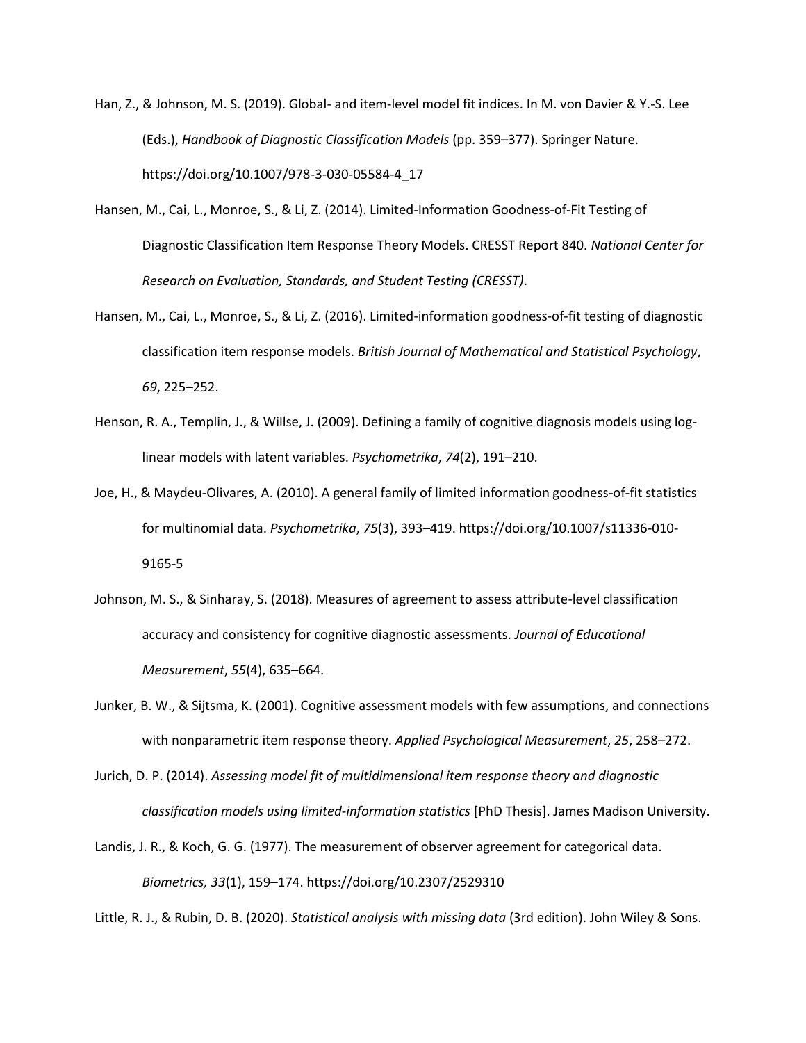Han, Z., & Johnson, M. S. (2019). Global- and item-level model fit indices. In M. von Davier & Y.-S. Lee (Eds.), *Handbook of Diagnostic Classification Models* (pp. 359–377). Springer Nature. https://doi.org/10.1007/978-3-030-05584-4_17

Hansen, M., Cai, L., Monroe, S., & Li, Z. (2014). Limited-Information Goodness-of-Fit Testing of Diagnostic Classification Item Response Theory Models. CRESST Report 840. *National Center for Research on Evaluation, Standards, and Student Testing (CRESST)*.

Hansen, M., Cai, L., Monroe, S., & Li, Z. (2016). Limited-information goodness-of-fit testing of diagnostic classification item response models. *British Journal of Mathematical and Statistical Psychology*, *69*, 225–252.

Henson, R. A., Templin, J., & Willse, J. (2009). Defining a family of cognitive diagnosis models using log-linear models with latent variables. *Psychometrika*, *74*(2), 191–210.

Joe, H., & Maydeu-Olivares, A. (2010). A general family of limited information goodness-of-fit statistics for multinomial data. *Psychometrika*, *75*(3), 393–419. https://doi.org/10.1007/s11336-010-9165-5

Johnson, M. S., & Sinharay, S. (2018). Measures of agreement to assess attribute-level classification accuracy and consistency for cognitive diagnostic assessments. *Journal of Educational Measurement*, *55*(4), 635–664.

Junker, B. W., & Sijtsma, K. (2001). Cognitive assessment models with few assumptions, and connections with nonparametric item response theory. *Applied Psychological Measurement*, *25*, 258–272.

Jurich, D. P. (2014). *Assessing model fit of multidimensional item response theory and diagnostic classification models using limited-information statistics* [PhD Thesis]. James Madison University.

Landis, J. R., & Koch, G. G. (1977). The measurement of observer agreement for categorical data. *Biometrics, 33*(1), 159–174. https://doi.org/10.2307/2529310

Little, R. J., & Rubin, D. B. (2020). *Statistical analysis with missing data* (3rd edition). John Wiley & Sons.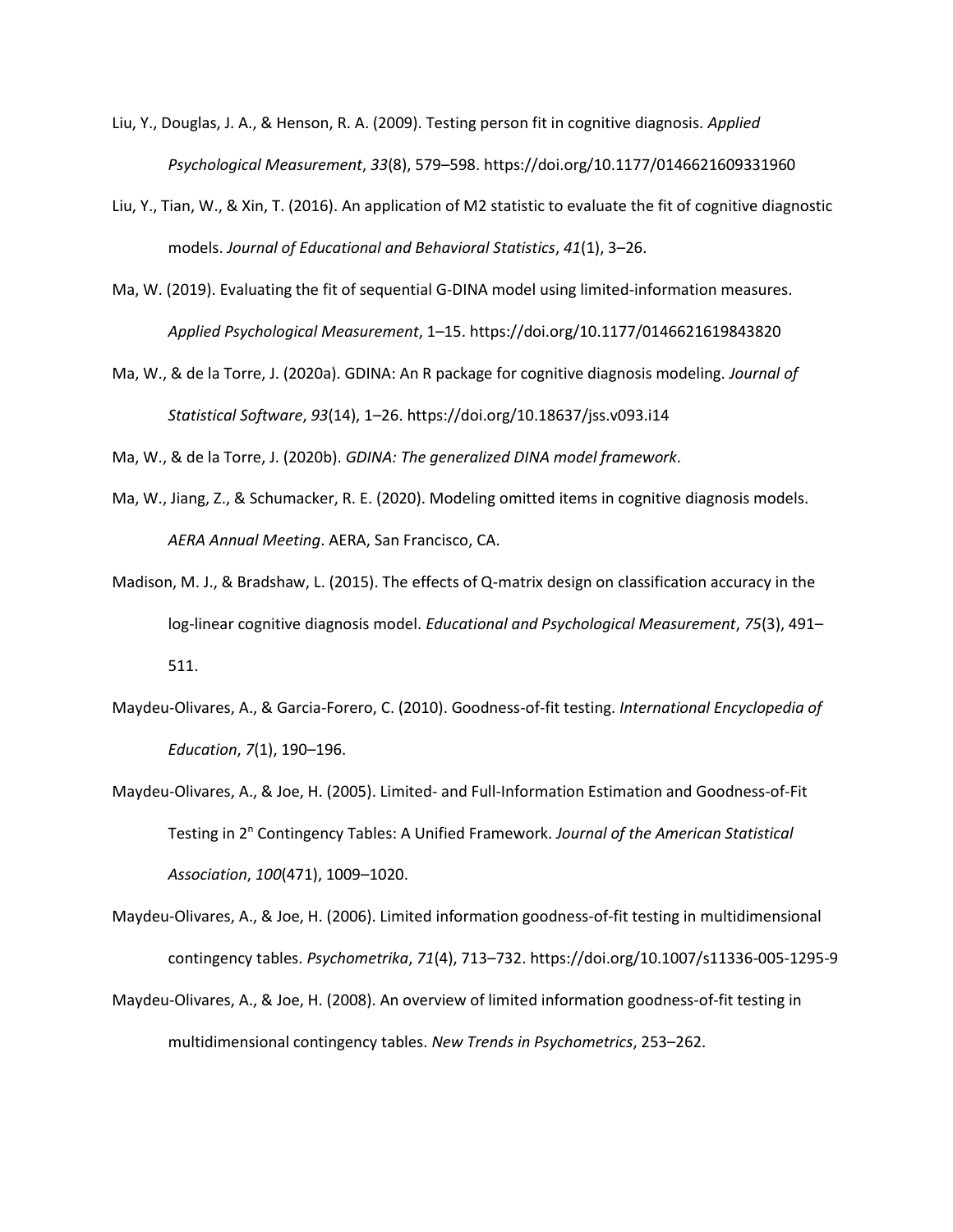Liu, Y., Douglas, J. A., & Henson, R. A. (2009). Testing person fit in cognitive diagnosis. *Applied Psychological Measurement*, *33*(8), 579–598. https://doi.org/10.1177/0146621609331960

Liu, Y., Tian, W., & Xin, T. (2016). An application of M2 statistic to evaluate the fit of cognitive diagnostic models. *Journal of Educational and Behavioral Statistics*, *41*(1), 3–26.

Ma, W. (2019). Evaluating the fit of sequential G-DINA model using limited-information measures. *Applied Psychological Measurement*, 1–15. https://doi.org/10.1177/0146621619843820

Ma, W., & de la Torre, J. (2020a). GDINA: An R package for cognitive diagnosis modeling. *Journal of Statistical Software*, *93*(14), 1–26. https://doi.org/10.18637/jss.v093.i14

Ma, W., & de la Torre, J. (2020b). *GDINA: The generalized DINA model framework*.

Ma, W., Jiang, Z., & Schumacker, R. E. (2020). Modeling omitted items in cognitive diagnosis models. *AERA Annual Meeting*. AERA, San Francisco, CA.

Madison, M. J., & Bradshaw, L. (2015). The effects of Q-matrix design on classification accuracy in the log-linear cognitive diagnosis model. *Educational and Psychological Measurement*, *75*(3), 491–511.

Maydeu-Olivares, A., & Garcia-Forero, C. (2010). Goodness-of-fit testing. *International Encyclopedia of Education*, *7*(1), 190–196.

Maydeu-Olivares, A., & Joe, H. (2005). Limited- and Full-Information Estimation and Goodness-of-Fit Testing in $2^n$ Contingency Tables: A Unified Framework. *Journal of the American Statistical Association*, *100*(471), 1009–1020.

Maydeu-Olivares, A., & Joe, H. (2006). Limited information goodness-of-fit testing in multidimensional contingency tables. *Psychometrika*, *71*(4), 713–732. https://doi.org/10.1007/s11336-005-1295-9

Maydeu-Olivares, A., & Joe, H. (2008). An overview of limited information goodness-of-fit testing in multidimensional contingency tables. *New Trends in Psychometrics*, 253–262.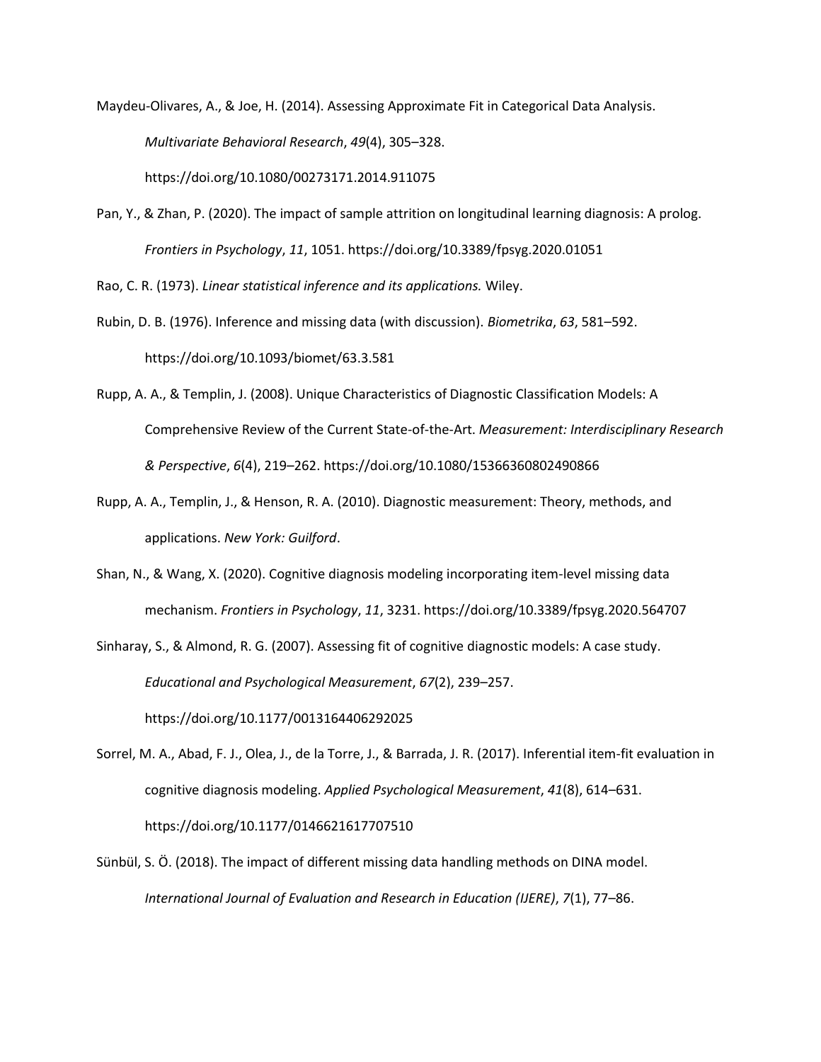Maydeu-Olivares, A., & Joe, H. (2014). Assessing Approximate Fit in Categorical Data Analysis. *Multivariate Behavioral Research*, *49*(4), 305–328. https://doi.org/10.1080/00273171.2014.911075

Pan, Y., & Zhan, P. (2020). The impact of sample attrition on longitudinal learning diagnosis: A prolog. *Frontiers in Psychology*, *11*, 1051. https://doi.org/10.3389/fpsyg.2020.01051

Rao, C. R. (1973). *Linear statistical inference and its applications.* Wiley.

Rubin, D. B. (1976). Inference and missing data (with discussion). *Biometrika*, *63*, 581–592. https://doi.org/10.1093/biomet/63.3.581

Rupp, A. A., & Templin, J. (2008). Unique Characteristics of Diagnostic Classification Models: A Comprehensive Review of the Current State-of-the-Art. *Measurement: Interdisciplinary Research & Perspective*, *6*(4), 219–262. https://doi.org/10.1080/15366360802490866

Rupp, A. A., Templin, J., & Henson, R. A. (2010). Diagnostic measurement: Theory, methods, and applications. *New York: Guilford*.

Shan, N., & Wang, X. (2020). Cognitive diagnosis modeling incorporating item-level missing data mechanism. *Frontiers in Psychology*, *11*, 3231. https://doi.org/10.3389/fpsyg.2020.564707

Sinharay, S., & Almond, R. G. (2007). Assessing fit of cognitive diagnostic models: A case study. *Educational and Psychological Measurement*, *67*(2), 239–257. https://doi.org/10.1177/0013164406292025

Sorrel, M. A., Abad, F. J., Olea, J., de la Torre, J., & Barrada, J. R. (2017). Inferential item-fit evaluation in cognitive diagnosis modeling. *Applied Psychological Measurement*, *41*(8), 614–631. https://doi.org/10.1177/0146621617707510

Sünbül, S. Ö. (2018). The impact of different missing data handling methods on DINA model. *International Journal of Evaluation and Research in Education (IJERE)*, *7*(1), 77–86.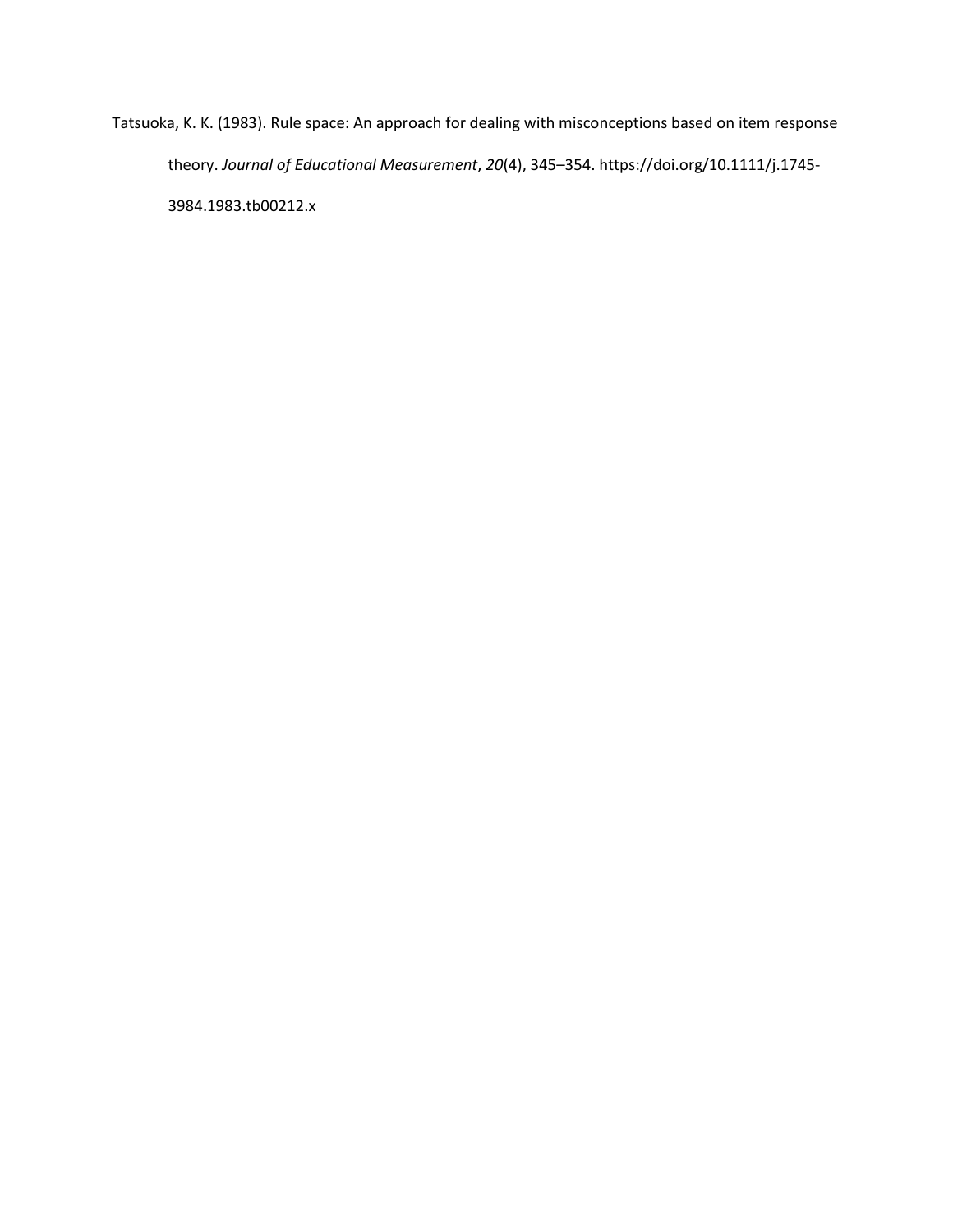Tatsuoka, K. K. (1983). Rule space: An approach for dealing with misconceptions based on item response theory. *Journal of Educational Measurement*, *20*(4), 345–354. https://doi.org/10.1111/j.1745-3984.1983.tb00212.x